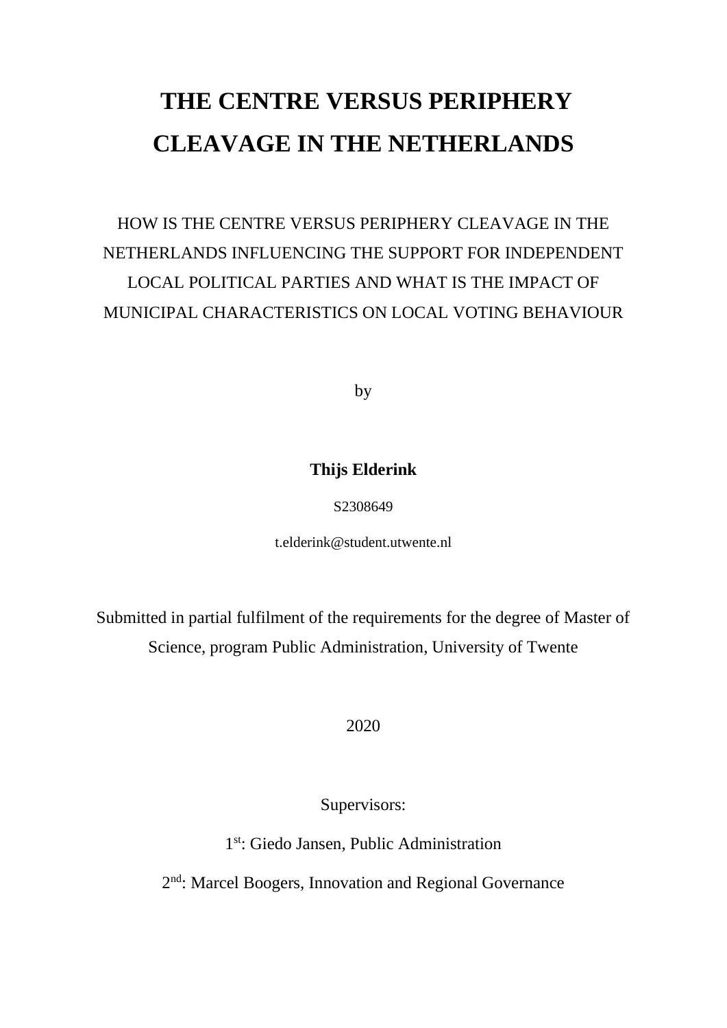# THE CENTRE VERSUS PERIPHERY CLEAVAGE IN THE NETHERLANDS

HOW IS THE CENTRE VERSUS PERIPHERY CLEAVAGE IN THE NETHERLANDS INFLUENCING THE SUPPORT FOR INDEPENDENT LOCAL POLITICAL PARTIES AND WHAT IS THE IMPACT OF MUNICIPAL CHARACTERISTICS ON LOCAL VOTING BEHAVIOUR

by

**Thijs Elderink**

S2308649

t.elderink@student.utwente.nl

Submitted in partial fulfilment of the requirements for the degree of Master of Science, program Public Administration, University of Twente

2020

Supervisors:

1st: Giedo Jansen, Public Administration

2nd: Marcel Boogers, Innovation and Regional Governance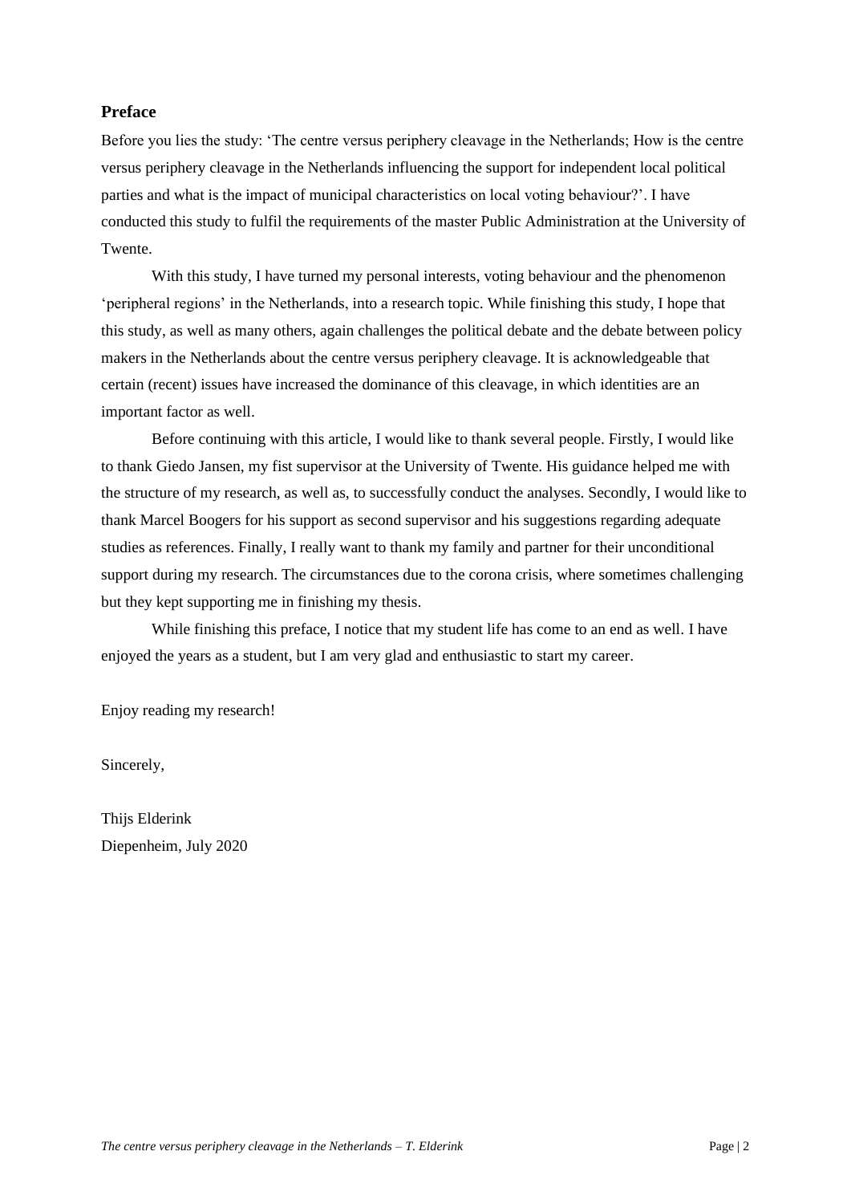## Preface

Before you lies the study: 'The centre versus periphery cleavage in the Netherlands; How is the centre versus periphery cleavage in the Netherlands influencing the support for independent local political parties and what is the impact of municipal characteristics on local voting behaviour?'. I have conducted this study to fulfil the requirements of the master Public Administration at the University of Twente.

With this study, I have turned my personal interests, voting behaviour and the phenomenon 'peripheral regions' in the Netherlands, into a research topic. While finishing this study, I hope that this study, as well as many others, again challenges the political debate and the debate between policy makers in the Netherlands about the centre versus periphery cleavage. It is acknowledgeable that certain (recent) issues have increased the dominance of this cleavage, in which identities are an important factor as well.

Before continuing with this article, I would like to thank several people. Firstly, I would like to thank Giedo Jansen, my fist supervisor at the University of Twente. His guidance helped me with the structure of my research, as well as, to successfully conduct the analyses. Secondly, I would like to thank Marcel Boogers for his support as second supervisor and his suggestions regarding adequate studies as references. Finally, I really want to thank my family and partner for their unconditional support during my research. The circumstances due to the corona crisis, where sometimes challenging but they kept supporting me in finishing my thesis.

While finishing this preface, I notice that my student life has come to an end as well. I have enjoyed the years as a student, but I am very glad and enthusiastic to start my career.

Enjoy reading my research!

Sincerely,

Thijs Elderink
Diepenheim, July 2020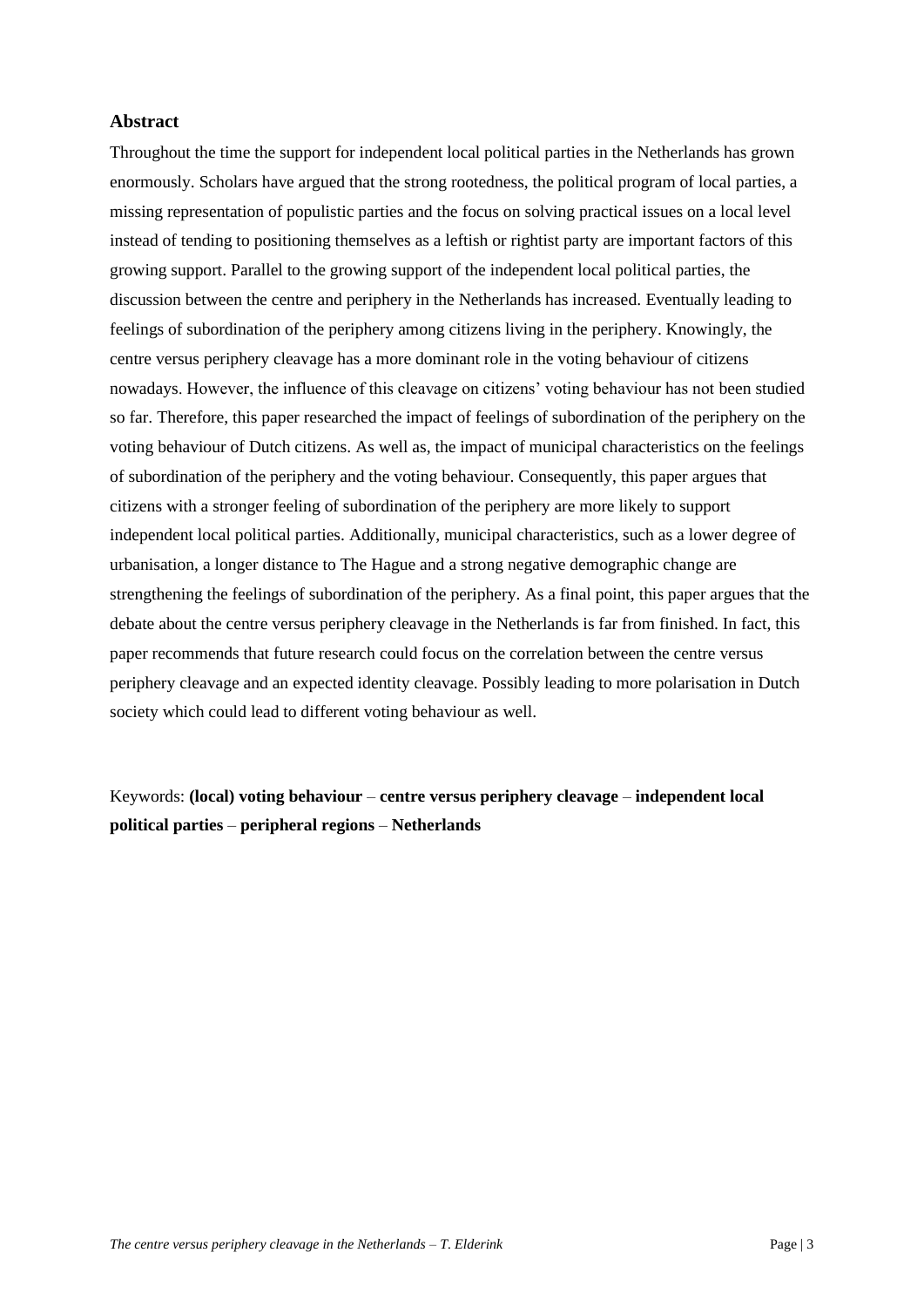## Abstract

Throughout the time the support for independent local political parties in the Netherlands has grown enormously. Scholars have argued that the strong rootedness, the political program of local parties, a missing representation of populistic parties and the focus on solving practical issues on a local level instead of tending to positioning themselves as a leftish or rightist party are important factors of this growing support. Parallel to the growing support of the independent local political parties, the discussion between the centre and periphery in the Netherlands has increased. Eventually leading to feelings of subordination of the periphery among citizens living in the periphery. Knowingly, the centre versus periphery cleavage has a more dominant role in the voting behaviour of citizens nowadays. However, the influence of this cleavage on citizens' voting behaviour has not been studied so far. Therefore, this paper researched the impact of feelings of subordination of the periphery on the voting behaviour of Dutch citizens. As well as, the impact of municipal characteristics on the feelings of subordination of the periphery and the voting behaviour. Consequently, this paper argues that citizens with a stronger feeling of subordination of the periphery are more likely to support independent local political parties. Additionally, municipal characteristics, such as a lower degree of urbanisation, a longer distance to The Hague and a strong negative demographic change are strengthening the feelings of subordination of the periphery. As a final point, this paper argues that the debate about the centre versus periphery cleavage in the Netherlands is far from finished. In fact, this paper recommends that future research could focus on the correlation between the centre versus periphery cleavage and an expected identity cleavage. Possibly leading to more polarisation in Dutch society which could lead to different voting behaviour as well.

Keywords: **(local) voting behaviour** – **centre versus periphery cleavage** – **independent local political parties** – **peripheral regions** – **Netherlands**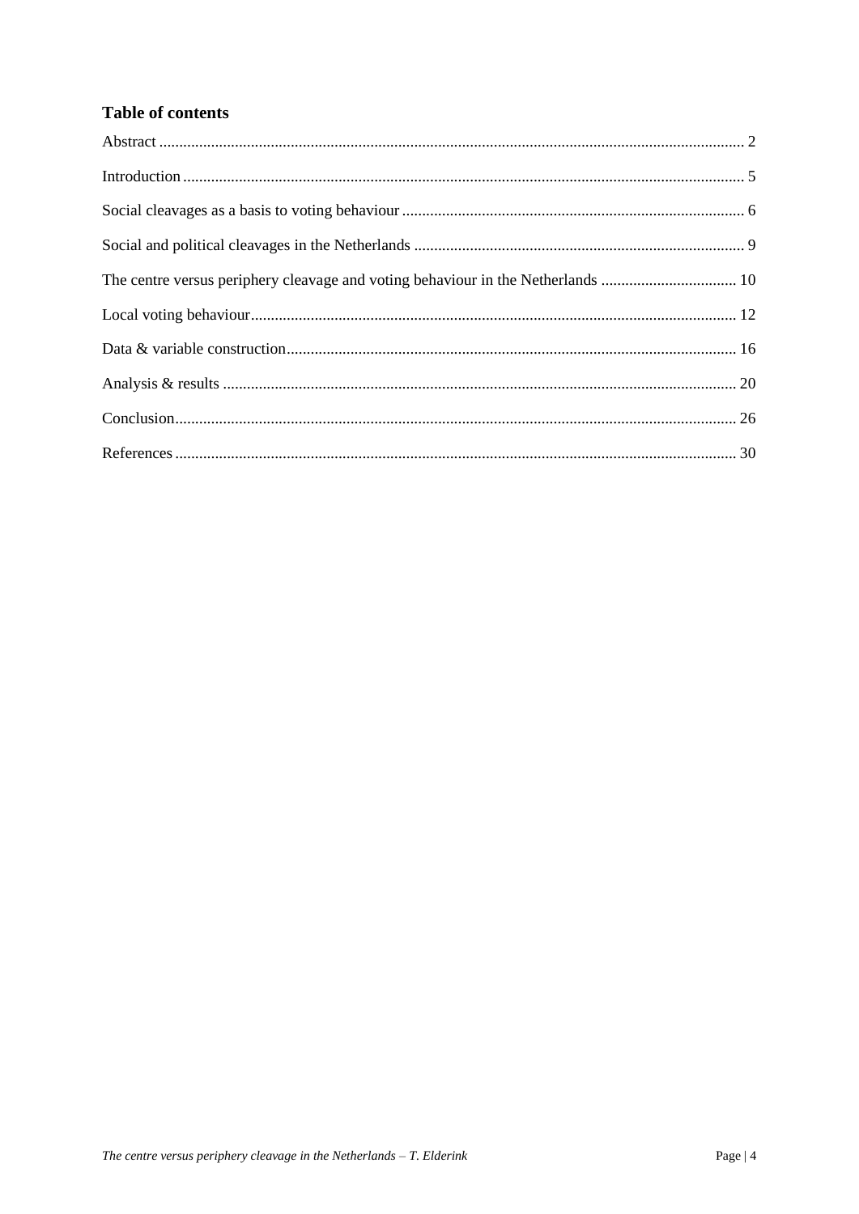## Table of contents

Abstract .......... 2

Introduction .......... 5

Social cleavages as a basis to voting behaviour .......... 6

Social and political cleavages in the Netherlands .......... 9

The centre versus periphery cleavage and voting behaviour in the Netherlands .......... 10

Local voting behaviour .......... 12

Data & variable construction .......... 16

Analysis & results .......... 20

Conclusion .......... 26

References .......... 30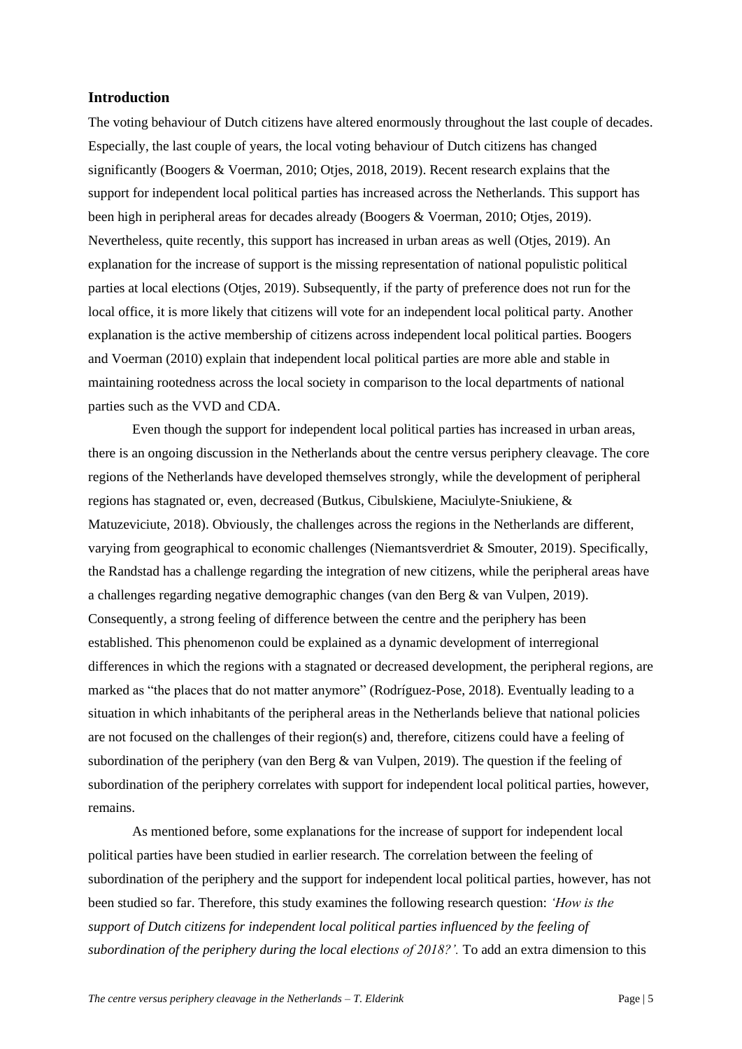## Introduction

The voting behaviour of Dutch citizens have altered enormously throughout the last couple of decades. Especially, the last couple of years, the local voting behaviour of Dutch citizens has changed significantly (Boogers & Voerman, 2010; Otjes, 2018, 2019). Recent research explains that the support for independent local political parties has increased across the Netherlands. This support has been high in peripheral areas for decades already (Boogers & Voerman, 2010; Otjes, 2019). Nevertheless, quite recently, this support has increased in urban areas as well (Otjes, 2019). An explanation for the increase of support is the missing representation of national populistic political parties at local elections (Otjes, 2019). Subsequently, if the party of preference does not run for the local office, it is more likely that citizens will vote for an independent local political party. Another explanation is the active membership of citizens across independent local political parties. Boogers and Voerman (2010) explain that independent local political parties are more able and stable in maintaining rootedness across the local society in comparison to the local departments of national parties such as the VVD and CDA.

Even though the support for independent local political parties has increased in urban areas, there is an ongoing discussion in the Netherlands about the centre versus periphery cleavage. The core regions of the Netherlands have developed themselves strongly, while the development of peripheral regions has stagnated or, even, decreased (Butkus, Cibulskiene, Maciulyte-Sniukiene, & Matuzeviciute, 2018). Obviously, the challenges across the regions in the Netherlands are different, varying from geographical to economic challenges (Niemantsverdriet & Smouter, 2019). Specifically, the Randstad has a challenge regarding the integration of new citizens, while the peripheral areas have a challenges regarding negative demographic changes (van den Berg & van Vulpen, 2019). Consequently, a strong feeling of difference between the centre and the periphery has been established. This phenomenon could be explained as a dynamic development of interregional differences in which the regions with a stagnated or decreased development, the peripheral regions, are marked as "the places that do not matter anymore" (Rodríguez-Pose, 2018). Eventually leading to a situation in which inhabitants of the peripheral areas in the Netherlands believe that national policies are not focused on the challenges of their region(s) and, therefore, citizens could have a feeling of subordination of the periphery (van den Berg & van Vulpen, 2019). The question if the feeling of subordination of the periphery correlates with support for independent local political parties, however, remains.

As mentioned before, some explanations for the increase of support for independent local political parties have been studied in earlier research. The correlation between the feeling of subordination of the periphery and the support for independent local political parties, however, has not been studied so far. Therefore, this study examines the following research question: *'How is the support of Dutch citizens for independent local political parties influenced by the feeling of subordination of the periphery during the local elections of 2018?'.* To add an extra dimension to this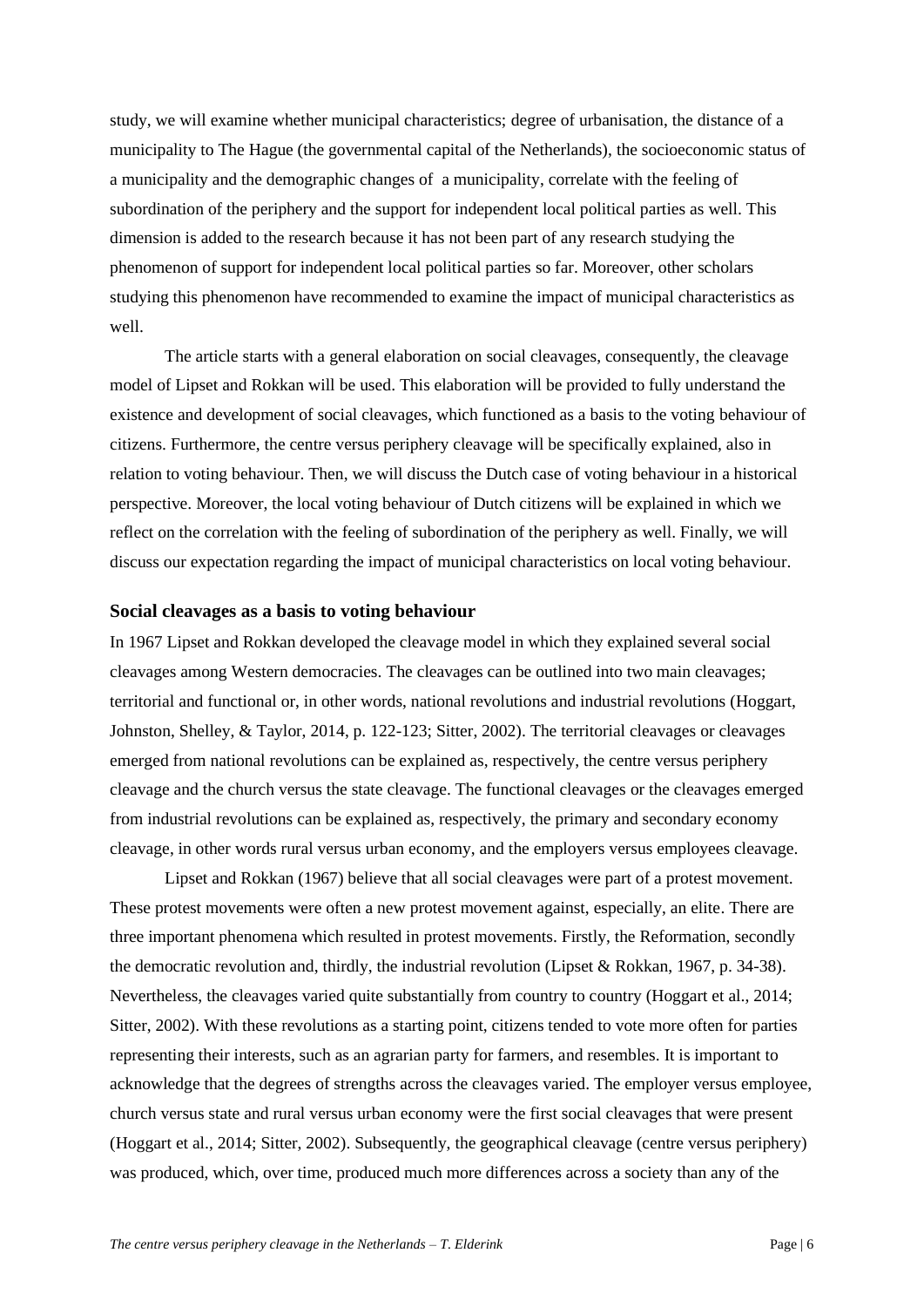study, we will examine whether municipal characteristics; degree of urbanisation, the distance of a municipality to The Hague (the governmental capital of the Netherlands), the socioeconomic status of a municipality and the demographic changes of a municipality, correlate with the feeling of subordination of the periphery and the support for independent local political parties as well. This dimension is added to the research because it has not been part of any research studying the phenomenon of support for independent local political parties so far. Moreover, other scholars studying this phenomenon have recommended to examine the impact of municipal characteristics as well.

The article starts with a general elaboration on social cleavages, consequently, the cleavage model of Lipset and Rokkan will be used. This elaboration will be provided to fully understand the existence and development of social cleavages, which functioned as a basis to the voting behaviour of citizens. Furthermore, the centre versus periphery cleavage will be specifically explained, also in relation to voting behaviour. Then, we will discuss the Dutch case of voting behaviour in a historical perspective. Moreover, the local voting behaviour of Dutch citizens will be explained in which we reflect on the correlation with the feeling of subordination of the periphery as well. Finally, we will discuss our expectation regarding the impact of municipal characteristics on local voting behaviour.

## Social cleavages as a basis to voting behaviour

In 1967 Lipset and Rokkan developed the cleavage model in which they explained several social cleavages among Western democracies. The cleavages can be outlined into two main cleavages; territorial and functional or, in other words, national revolutions and industrial revolutions (Hoggart, Johnston, Shelley, & Taylor, 2014, p. 122-123; Sitter, 2002). The territorial cleavages or cleavages emerged from national revolutions can be explained as, respectively, the centre versus periphery cleavage and the church versus the state cleavage. The functional cleavages or the cleavages emerged from industrial revolutions can be explained as, respectively, the primary and secondary economy cleavage, in other words rural versus urban economy, and the employers versus employees cleavage.

Lipset and Rokkan (1967) believe that all social cleavages were part of a protest movement. These protest movements were often a new protest movement against, especially, an elite. There are three important phenomena which resulted in protest movements. Firstly, the Reformation, secondly the democratic revolution and, thirdly, the industrial revolution (Lipset & Rokkan, 1967, p. 34-38). Nevertheless, the cleavages varied quite substantially from country to country (Hoggart et al., 2014; Sitter, 2002). With these revolutions as a starting point, citizens tended to vote more often for parties representing their interests, such as an agrarian party for farmers, and resembles. It is important to acknowledge that the degrees of strengths across the cleavages varied. The employer versus employee, church versus state and rural versus urban economy were the first social cleavages that were present (Hoggart et al., 2014; Sitter, 2002). Subsequently, the geographical cleavage (centre versus periphery) was produced, which, over time, produced much more differences across a society than any of the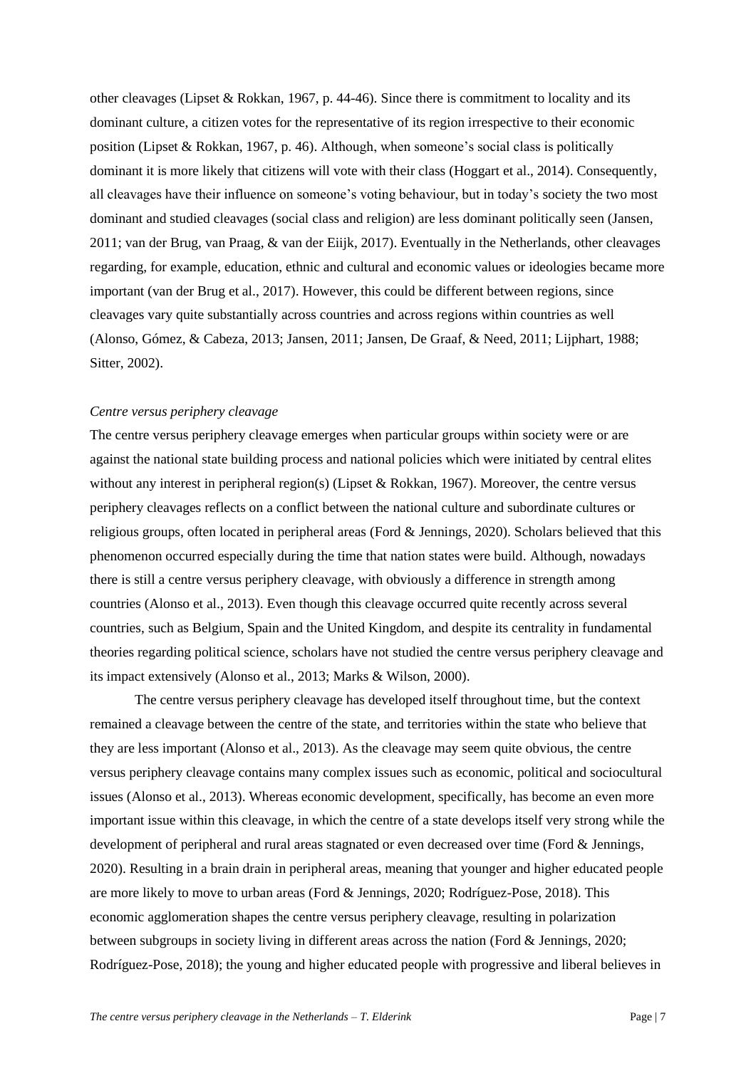other cleavages (Lipset & Rokkan, 1967, p. 44-46). Since there is commitment to locality and its dominant culture, a citizen votes for the representative of its region irrespective to their economic position (Lipset & Rokkan, 1967, p. 46). Although, when someone's social class is politically dominant it is more likely that citizens will vote with their class (Hoggart et al., 2014). Consequently, all cleavages have their influence on someone's voting behaviour, but in today's society the two most dominant and studied cleavages (social class and religion) are less dominant politically seen (Jansen, 2011; van der Brug, van Praag, & van der Eiijk, 2017). Eventually in the Netherlands, other cleavages regarding, for example, education, ethnic and cultural and economic values or ideologies became more important (van der Brug et al., 2017). However, this could be different between regions, since cleavages vary quite substantially across countries and across regions within countries as well (Alonso, Gómez, & Cabeza, 2013; Jansen, 2011; Jansen, De Graaf, & Need, 2011; Lijphart, 1988; Sitter, 2002).

*Centre versus periphery cleavage*

The centre versus periphery cleavage emerges when particular groups within society were or are against the national state building process and national policies which were initiated by central elites without any interest in peripheral region(s) (Lipset & Rokkan, 1967). Moreover, the centre versus periphery cleavages reflects on a conflict between the national culture and subordinate cultures or religious groups, often located in peripheral areas (Ford & Jennings, 2020). Scholars believed that this phenomenon occurred especially during the time that nation states were build. Although, nowadays there is still a centre versus periphery cleavage, with obviously a difference in strength among countries (Alonso et al., 2013). Even though this cleavage occurred quite recently across several countries, such as Belgium, Spain and the United Kingdom, and despite its centrality in fundamental theories regarding political science, scholars have not studied the centre versus periphery cleavage and its impact extensively (Alonso et al., 2013; Marks & Wilson, 2000).

The centre versus periphery cleavage has developed itself throughout time, but the context remained a cleavage between the centre of the state, and territories within the state who believe that they are less important (Alonso et al., 2013). As the cleavage may seem quite obvious, the centre versus periphery cleavage contains many complex issues such as economic, political and sociocultural issues (Alonso et al., 2013). Whereas economic development, specifically, has become an even more important issue within this cleavage, in which the centre of a state develops itself very strong while the development of peripheral and rural areas stagnated or even decreased over time (Ford & Jennings, 2020). Resulting in a brain drain in peripheral areas, meaning that younger and higher educated people are more likely to move to urban areas (Ford & Jennings, 2020; Rodríguez-Pose, 2018). This economic agglomeration shapes the centre versus periphery cleavage, resulting in polarization between subgroups in society living in different areas across the nation (Ford & Jennings, 2020; Rodríguez-Pose, 2018); the young and higher educated people with progressive and liberal believes in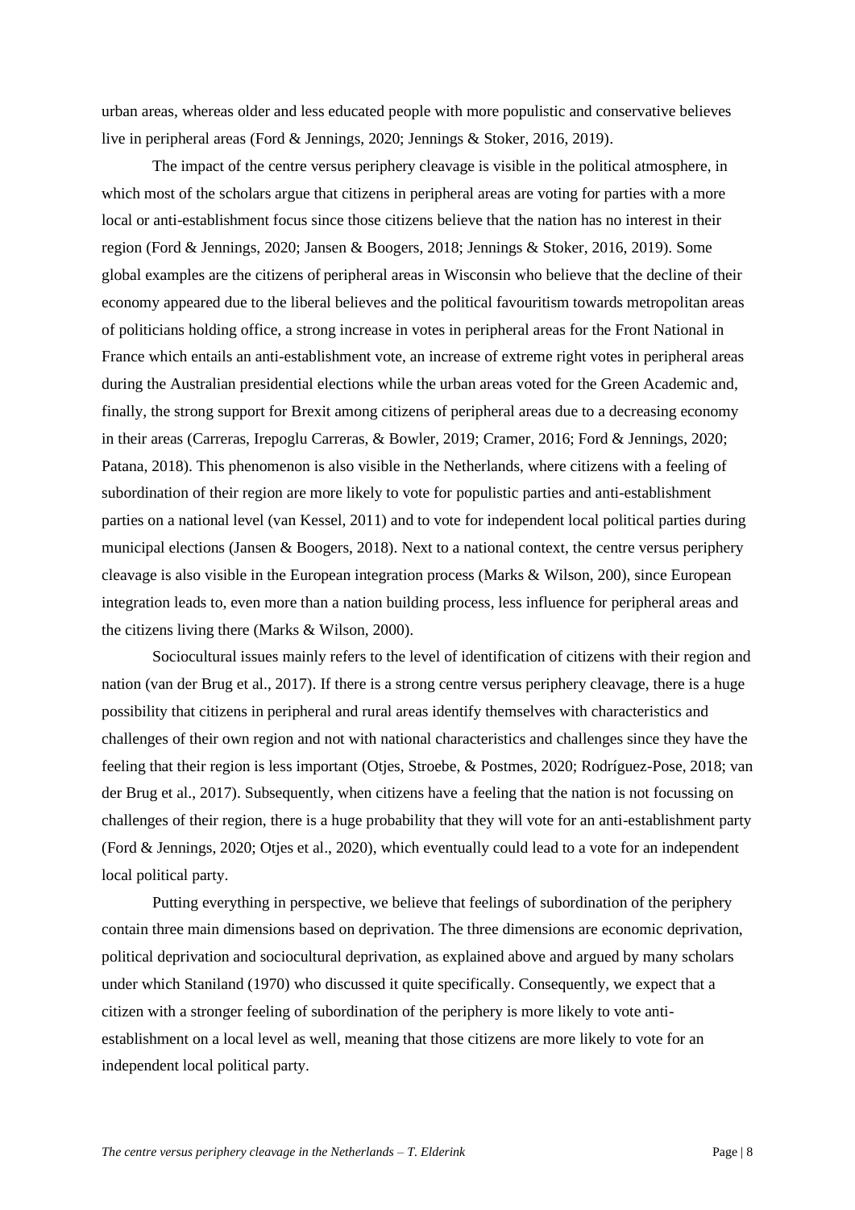urban areas, whereas older and less educated people with more populistic and conservative believes live in peripheral areas (Ford & Jennings, 2020; Jennings & Stoker, 2016, 2019).

The impact of the centre versus periphery cleavage is visible in the political atmosphere, in which most of the scholars argue that citizens in peripheral areas are voting for parties with a more local or anti-establishment focus since those citizens believe that the nation has no interest in their region (Ford & Jennings, 2020; Jansen & Boogers, 2018; Jennings & Stoker, 2016, 2019). Some global examples are the citizens of peripheral areas in Wisconsin who believe that the decline of their economy appeared due to the liberal believes and the political favouritism towards metropolitan areas of politicians holding office, a strong increase in votes in peripheral areas for the Front National in France which entails an anti-establishment vote, an increase of extreme right votes in peripheral areas during the Australian presidential elections while the urban areas voted for the Green Academic and, finally, the strong support for Brexit among citizens of peripheral areas due to a decreasing economy in their areas (Carreras, Irepoglu Carreras, & Bowler, 2019; Cramer, 2016; Ford & Jennings, 2020; Patana, 2018). This phenomenon is also visible in the Netherlands, where citizens with a feeling of subordination of their region are more likely to vote for populistic parties and anti-establishment parties on a national level (van Kessel, 2011) and to vote for independent local political parties during municipal elections (Jansen & Boogers, 2018). Next to a national context, the centre versus periphery cleavage is also visible in the European integration process (Marks & Wilson, 200), since European integration leads to, even more than a nation building process, less influence for peripheral areas and the citizens living there (Marks & Wilson, 2000).

Sociocultural issues mainly refers to the level of identification of citizens with their region and nation (van der Brug et al., 2017). If there is a strong centre versus periphery cleavage, there is a huge possibility that citizens in peripheral and rural areas identify themselves with characteristics and challenges of their own region and not with national characteristics and challenges since they have the feeling that their region is less important (Otjes, Stroebe, & Postmes, 2020; Rodríguez-Pose, 2018; van der Brug et al., 2017). Subsequently, when citizens have a feeling that the nation is not focussing on challenges of their region, there is a huge probability that they will vote for an anti-establishment party (Ford & Jennings, 2020; Otjes et al., 2020), which eventually could lead to a vote for an independent local political party.

Putting everything in perspective, we believe that feelings of subordination of the periphery contain three main dimensions based on deprivation. The three dimensions are economic deprivation, political deprivation and sociocultural deprivation, as explained above and argued by many scholars under which Staniland (1970) who discussed it quite specifically. Consequently, we expect that a citizen with a stronger feeling of subordination of the periphery is more likely to vote anti-establishment on a local level as well, meaning that those citizens are more likely to vote for an independent local political party.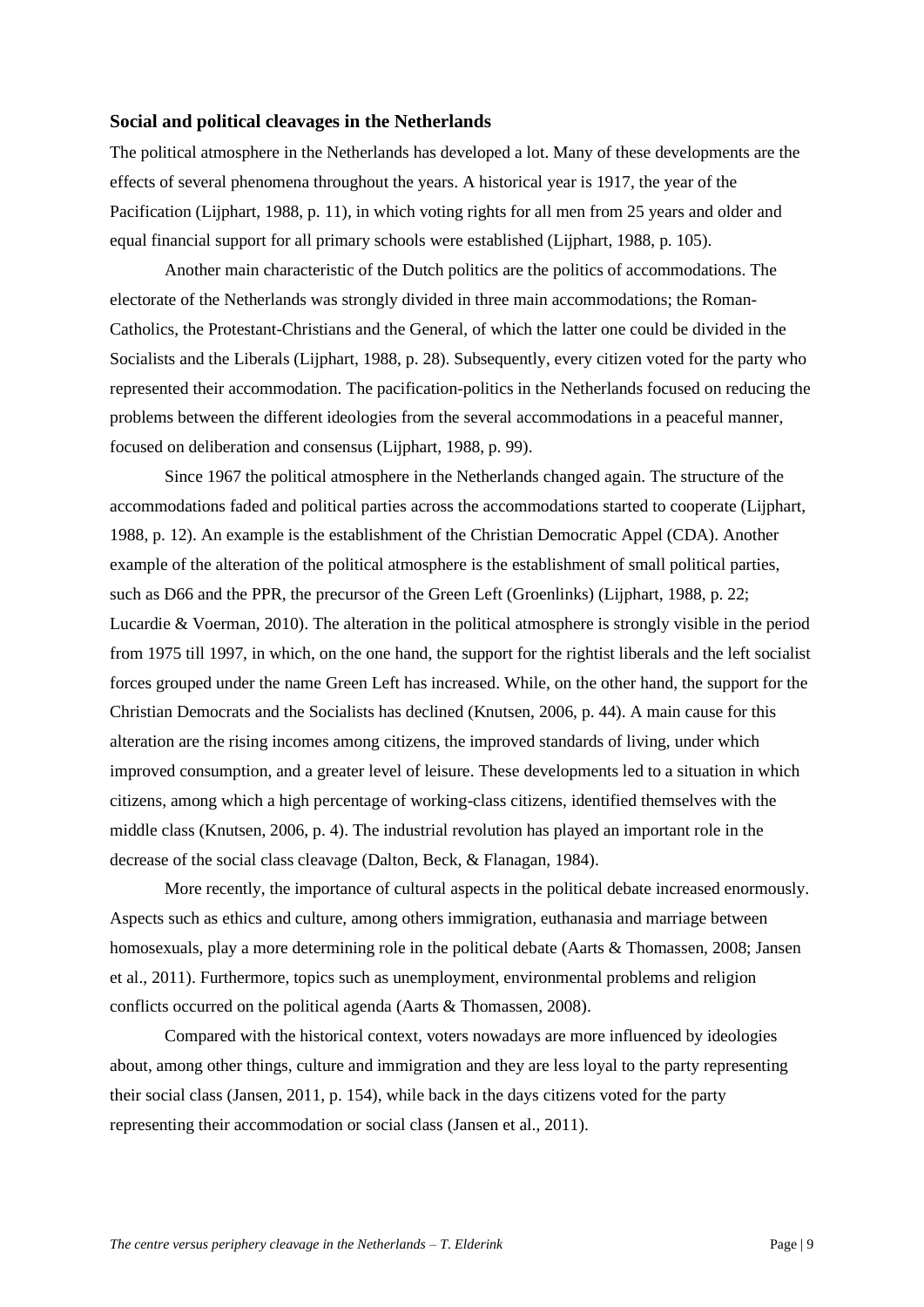### Social and political cleavages in the Netherlands

The political atmosphere in the Netherlands has developed a lot. Many of these developments are the effects of several phenomena throughout the years. A historical year is 1917, the year of the Pacification (Lijphart, 1988, p. 11), in which voting rights for all men from 25 years and older and equal financial support for all primary schools were established (Lijphart, 1988, p. 105).

Another main characteristic of the Dutch politics are the politics of accommodations. The electorate of the Netherlands was strongly divided in three main accommodations; the Roman-Catholics, the Protestant-Christians and the General, of which the latter one could be divided in the Socialists and the Liberals (Lijphart, 1988, p. 28). Subsequently, every citizen voted for the party who represented their accommodation. The pacification-politics in the Netherlands focused on reducing the problems between the different ideologies from the several accommodations in a peaceful manner, focused on deliberation and consensus (Lijphart, 1988, p. 99).

Since 1967 the political atmosphere in the Netherlands changed again. The structure of the accommodations faded and political parties across the accommodations started to cooperate (Lijphart, 1988, p. 12). An example is the establishment of the Christian Democratic Appel (CDA). Another example of the alteration of the political atmosphere is the establishment of small political parties, such as D66 and the PPR, the precursor of the Green Left (Groenlinks) (Lijphart, 1988, p. 22; Lucardie & Voerman, 2010). The alteration in the political atmosphere is strongly visible in the period from 1975 till 1997, in which, on the one hand, the support for the rightist liberals and the left socialist forces grouped under the name Green Left has increased. While, on the other hand, the support for the Christian Democrats and the Socialists has declined (Knutsen, 2006, p. 44). A main cause for this alteration are the rising incomes among citizens, the improved standards of living, under which improved consumption, and a greater level of leisure. These developments led to a situation in which citizens, among which a high percentage of working-class citizens, identified themselves with the middle class (Knutsen, 2006, p. 4). The industrial revolution has played an important role in the decrease of the social class cleavage (Dalton, Beck, & Flanagan, 1984).

More recently, the importance of cultural aspects in the political debate increased enormously. Aspects such as ethics and culture, among others immigration, euthanasia and marriage between homosexuals, play a more determining role in the political debate (Aarts & Thomassen, 2008; Jansen et al., 2011). Furthermore, topics such as unemployment, environmental problems and religion conflicts occurred on the political agenda (Aarts & Thomassen, 2008).

Compared with the historical context, voters nowadays are more influenced by ideologies about, among other things, culture and immigration and they are less loyal to the party representing their social class (Jansen, 2011, p. 154), while back in the days citizens voted for the party representing their accommodation or social class (Jansen et al., 2011).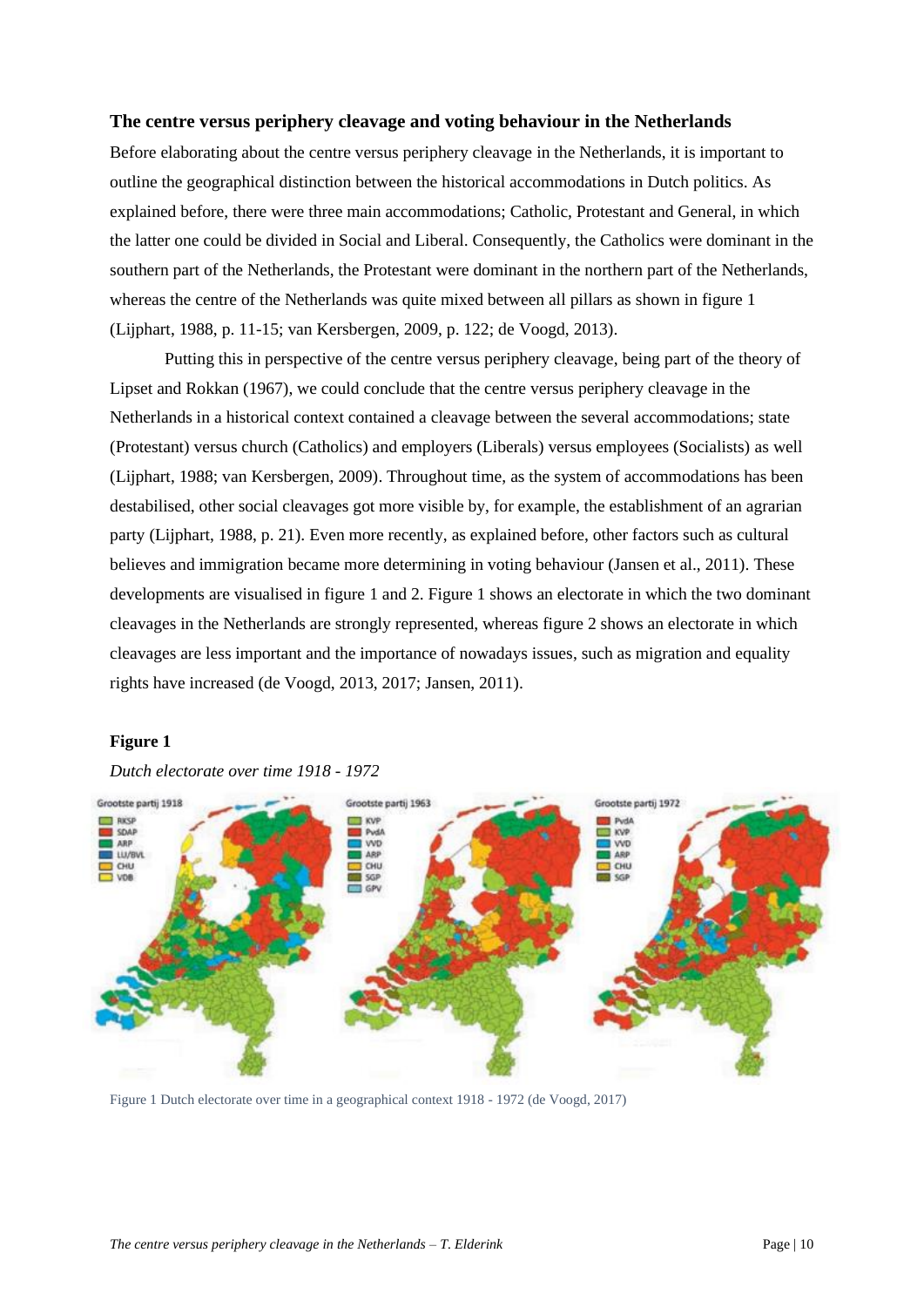## The centre versus periphery cleavage and voting behaviour in the Netherlands

Before elaborating about the centre versus periphery cleavage in the Netherlands, it is important to outline the geographical distinction between the historical accommodations in Dutch politics. As explained before, there were three main accommodations; Catholic, Protestant and General, in which the latter one could be divided in Social and Liberal. Consequently, the Catholics were dominant in the southern part of the Netherlands, the Protestant were dominant in the northern part of the Netherlands, whereas the centre of the Netherlands was quite mixed between all pillars as shown in figure 1 (Lijphart, 1988, p. 11-15; van Kersbergen, 2009, p. 122; de Voogd, 2013).

Putting this in perspective of the centre versus periphery cleavage, being part of the theory of Lipset and Rokkan (1967), we could conclude that the centre versus periphery cleavage in the Netherlands in a historical context contained a cleavage between the several accommodations; state (Protestant) versus church (Catholics) and employers (Liberals) versus employees (Socialists) as well (Lijphart, 1988; van Kersbergen, 2009). Throughout time, as the system of accommodations has been destabilised, other social cleavages got more visible by, for example, the establishment of an agrarian party (Lijphart, 1988, p. 21). Even more recently, as explained before, other factors such as cultural believes and immigration became more determining in voting behaviour (Jansen et al., 2011). These developments are visualised in figure 1 and 2. Figure 1 shows an electorate in which the two dominant cleavages in the Netherlands are strongly represented, whereas figure 2 shows an electorate in which cleavages are less important and the importance of nowadays issues, such as migration and equality rights have increased (de Voogd, 2013, 2017; Jansen, 2011).

**Figure 1**

*Dutch electorate over time 1918 - 1972*

Figure 1 Dutch electorate over time in a geographical context 1918 - 1972 (de Voogd, 2017)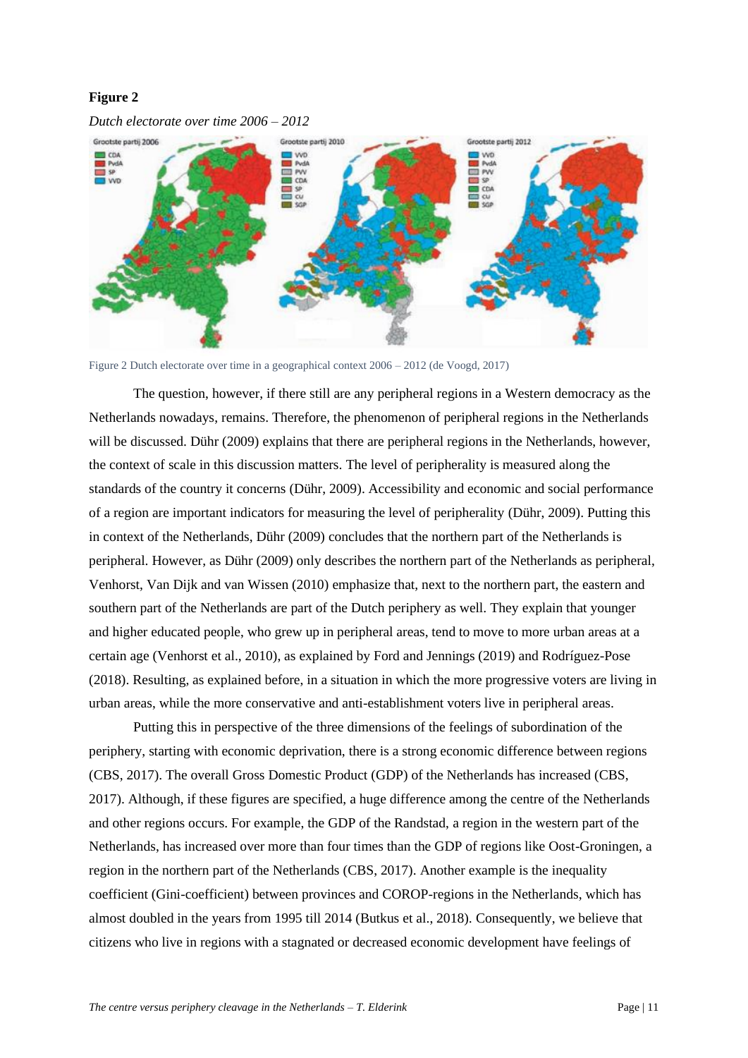**Figure 2**

*Dutch electorate over time 2006 – 2012*

Figure 2 Dutch electorate over time in a geographical context 2006 – 2012 (de Voogd, 2017)

The question, however, if there still are any peripheral regions in a Western democracy as the Netherlands nowadays, remains. Therefore, the phenomenon of peripheral regions in the Netherlands will be discussed. Dühr (2009) explains that there are peripheral regions in the Netherlands, however, the context of scale in this discussion matters. The level of peripherality is measured along the standards of the country it concerns (Dühr, 2009). Accessibility and economic and social performance of a region are important indicators for measuring the level of peripherality (Dühr, 2009). Putting this in context of the Netherlands, Dühr (2009) concludes that the northern part of the Netherlands is peripheral. However, as Dühr (2009) only describes the northern part of the Netherlands as peripheral, Venhorst, Van Dijk and van Wissen (2010) emphasize that, next to the northern part, the eastern and southern part of the Netherlands are part of the Dutch periphery as well. They explain that younger and higher educated people, who grew up in peripheral areas, tend to move to more urban areas at a certain age (Venhorst et al., 2010), as explained by Ford and Jennings (2019) and Rodríguez-Pose (2018). Resulting, as explained before, in a situation in which the more progressive voters are living in urban areas, while the more conservative and anti-establishment voters live in peripheral areas.

Putting this in perspective of the three dimensions of the feelings of subordination of the periphery, starting with economic deprivation, there is a strong economic difference between regions (CBS, 2017). The overall Gross Domestic Product (GDP) of the Netherlands has increased (CBS, 2017). Although, if these figures are specified, a huge difference among the centre of the Netherlands and other regions occurs. For example, the GDP of the Randstad, a region in the western part of the Netherlands, has increased over more than four times than the GDP of regions like Oost-Groningen, a region in the northern part of the Netherlands (CBS, 2017). Another example is the inequality coefficient (Gini-coefficient) between provinces and COROP-regions in the Netherlands, which has almost doubled in the years from 1995 till 2014 (Butkus et al., 2018). Consequently, we believe that citizens who live in regions with a stagnated or decreased economic development have feelings of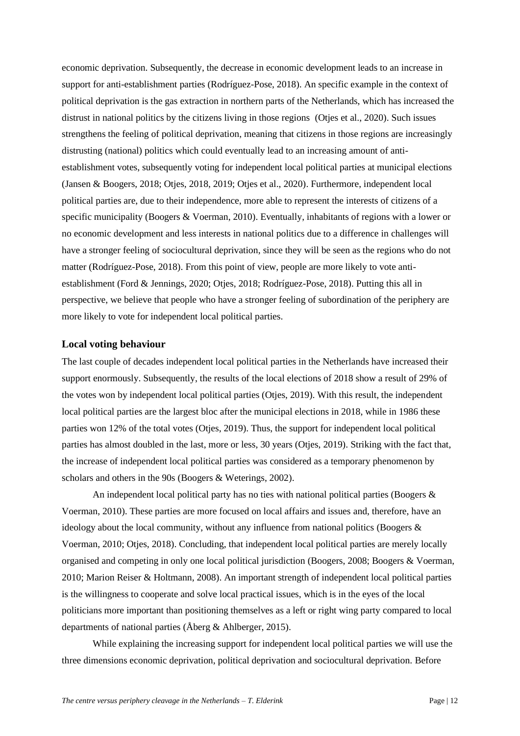economic deprivation. Subsequently, the decrease in economic development leads to an increase in support for anti-establishment parties (Rodríguez-Pose, 2018). An specific example in the context of political deprivation is the gas extraction in northern parts of the Netherlands, which has increased the distrust in national politics by the citizens living in those regions (Otjes et al., 2020). Such issues strengthens the feeling of political deprivation, meaning that citizens in those regions are increasingly distrusting (national) politics which could eventually lead to an increasing amount of anti-establishment votes, subsequently voting for independent local political parties at municipal elections (Jansen & Boogers, 2018; Otjes, 2018, 2019; Otjes et al., 2020). Furthermore, independent local political parties are, due to their independence, more able to represent the interests of citizens of a specific municipality (Boogers & Voerman, 2010). Eventually, inhabitants of regions with a lower or no economic development and less interests in national politics due to a difference in challenges will have a stronger feeling of sociocultural deprivation, since they will be seen as the regions who do not matter (Rodríguez-Pose, 2018). From this point of view, people are more likely to vote anti-establishment (Ford & Jennings, 2020; Otjes, 2018; Rodríguez-Pose, 2018). Putting this all in perspective, we believe that people who have a stronger feeling of subordination of the periphery are more likely to vote for independent local political parties.

## Local voting behaviour

The last couple of decades independent local political parties in the Netherlands have increased their support enormously. Subsequently, the results of the local elections of 2018 show a result of 29% of the votes won by independent local political parties (Otjes, 2019). With this result, the independent local political parties are the largest bloc after the municipal elections in 2018, while in 1986 these parties won 12% of the total votes (Otjes, 2019). Thus, the support for independent local political parties has almost doubled in the last, more or less, 30 years (Otjes, 2019). Striking with the fact that, the increase of independent local political parties was considered as a temporary phenomenon by scholars and others in the 90s (Boogers & Weterings, 2002).

An independent local political party has no ties with national political parties (Boogers & Voerman, 2010). These parties are more focused on local affairs and issues and, therefore, have an ideology about the local community, without any influence from national politics (Boogers & Voerman, 2010; Otjes, 2018). Concluding, that independent local political parties are merely locally organised and competing in only one local political jurisdiction (Boogers, 2008; Boogers & Voerman, 2010; Marion Reiser & Holtmann, 2008). An important strength of independent local political parties is the willingness to cooperate and solve local practical issues, which is in the eyes of the local politicians more important than positioning themselves as a left or right wing party compared to local departments of national parties (Åberg & Ahlberger, 2015).

While explaining the increasing support for independent local political parties we will use the three dimensions economic deprivation, political deprivation and sociocultural deprivation. Before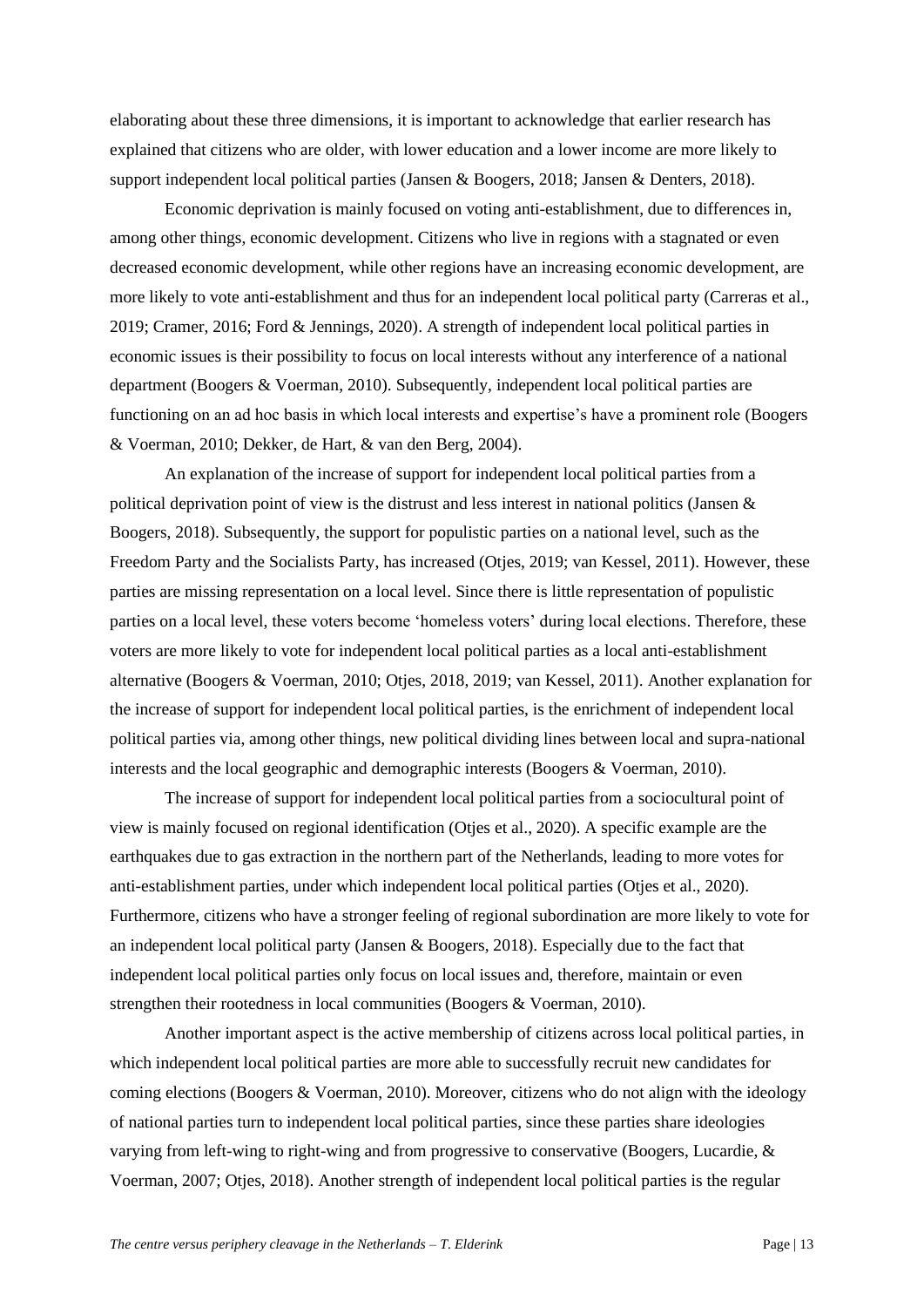elaborating about these three dimensions, it is important to acknowledge that earlier research has explained that citizens who are older, with lower education and a lower income are more likely to support independent local political parties (Jansen & Boogers, 2018; Jansen & Denters, 2018).

Economic deprivation is mainly focused on voting anti-establishment, due to differences in, among other things, economic development. Citizens who live in regions with a stagnated or even decreased economic development, while other regions have an increasing economic development, are more likely to vote anti-establishment and thus for an independent local political party (Carreras et al., 2019; Cramer, 2016; Ford & Jennings, 2020). A strength of independent local political parties in economic issues is their possibility to focus on local interests without any interference of a national department (Boogers & Voerman, 2010). Subsequently, independent local political parties are functioning on an ad hoc basis in which local interests and expertise's have a prominent role (Boogers & Voerman, 2010; Dekker, de Hart, & van den Berg, 2004).

An explanation of the increase of support for independent local political parties from a political deprivation point of view is the distrust and less interest in national politics (Jansen & Boogers, 2018). Subsequently, the support for populistic parties on a national level, such as the Freedom Party and the Socialists Party, has increased (Otjes, 2019; van Kessel, 2011). However, these parties are missing representation on a local level. Since there is little representation of populistic parties on a local level, these voters become 'homeless voters' during local elections. Therefore, these voters are more likely to vote for independent local political parties as a local anti-establishment alternative (Boogers & Voerman, 2010; Otjes, 2018, 2019; van Kessel, 2011). Another explanation for the increase of support for independent local political parties, is the enrichment of independent local political parties via, among other things, new political dividing lines between local and supra-national interests and the local geographic and demographic interests (Boogers & Voerman, 2010).

The increase of support for independent local political parties from a sociocultural point of view is mainly focused on regional identification (Otjes et al., 2020). A specific example are the earthquakes due to gas extraction in the northern part of the Netherlands, leading to more votes for anti-establishment parties, under which independent local political parties (Otjes et al., 2020). Furthermore, citizens who have a stronger feeling of regional subordination are more likely to vote for an independent local political party (Jansen & Boogers, 2018). Especially due to the fact that independent local political parties only focus on local issues and, therefore, maintain or even strengthen their rootedness in local communities (Boogers & Voerman, 2010).

Another important aspect is the active membership of citizens across local political parties, in which independent local political parties are more able to successfully recruit new candidates for coming elections (Boogers & Voerman, 2010). Moreover, citizens who do not align with the ideology of national parties turn to independent local political parties, since these parties share ideologies varying from left-wing to right-wing and from progressive to conservative (Boogers, Lucardie, & Voerman, 2007; Otjes, 2018). Another strength of independent local political parties is the regular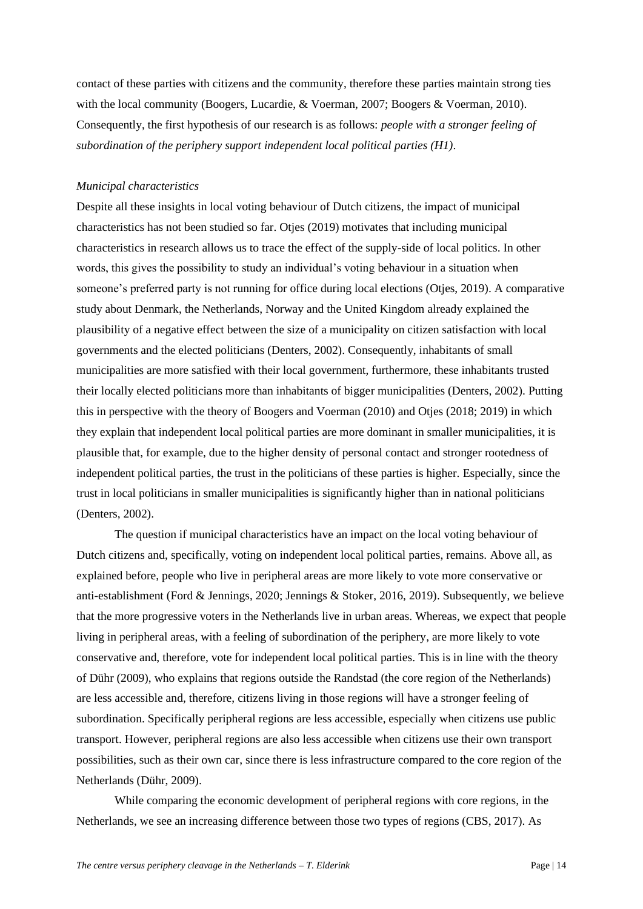contact of these parties with citizens and the community, therefore these parties maintain strong ties with the local community (Boogers, Lucardie, & Voerman, 2007; Boogers & Voerman, 2010). Consequently, the first hypothesis of our research is as follows: *people with a stronger feeling of subordination of the periphery support independent local political parties (H1)*.

### *Municipal characteristics*

Despite all these insights in local voting behaviour of Dutch citizens, the impact of municipal characteristics has not been studied so far. Otjes (2019) motivates that including municipal characteristics in research allows us to trace the effect of the supply-side of local politics. In other words, this gives the possibility to study an individual's voting behaviour in a situation when someone's preferred party is not running for office during local elections (Otjes, 2019). A comparative study about Denmark, the Netherlands, Norway and the United Kingdom already explained the plausibility of a negative effect between the size of a municipality on citizen satisfaction with local governments and the elected politicians (Denters, 2002). Consequently, inhabitants of small municipalities are more satisfied with their local government, furthermore, these inhabitants trusted their locally elected politicians more than inhabitants of bigger municipalities (Denters, 2002). Putting this in perspective with the theory of Boogers and Voerman (2010) and Otjes (2018; 2019) in which they explain that independent local political parties are more dominant in smaller municipalities, it is plausible that, for example, due to the higher density of personal contact and stronger rootedness of independent political parties, the trust in the politicians of these parties is higher. Especially, since the trust in local politicians in smaller municipalities is significantly higher than in national politicians (Denters, 2002).

The question if municipal characteristics have an impact on the local voting behaviour of Dutch citizens and, specifically, voting on independent local political parties, remains. Above all, as explained before, people who live in peripheral areas are more likely to vote more conservative or anti-establishment (Ford & Jennings, 2020; Jennings & Stoker, 2016, 2019). Subsequently, we believe that the more progressive voters in the Netherlands live in urban areas. Whereas, we expect that people living in peripheral areas, with a feeling of subordination of the periphery, are more likely to vote conservative and, therefore, vote for independent local political parties. This is in line with the theory of Dühr (2009), who explains that regions outside the Randstad (the core region of the Netherlands) are less accessible and, therefore, citizens living in those regions will have a stronger feeling of subordination. Specifically peripheral regions are less accessible, especially when citizens use public transport. However, peripheral regions are also less accessible when citizens use their own transport possibilities, such as their own car, since there is less infrastructure compared to the core region of the Netherlands (Dühr, 2009).

While comparing the economic development of peripheral regions with core regions, in the Netherlands, we see an increasing difference between those two types of regions (CBS, 2017). As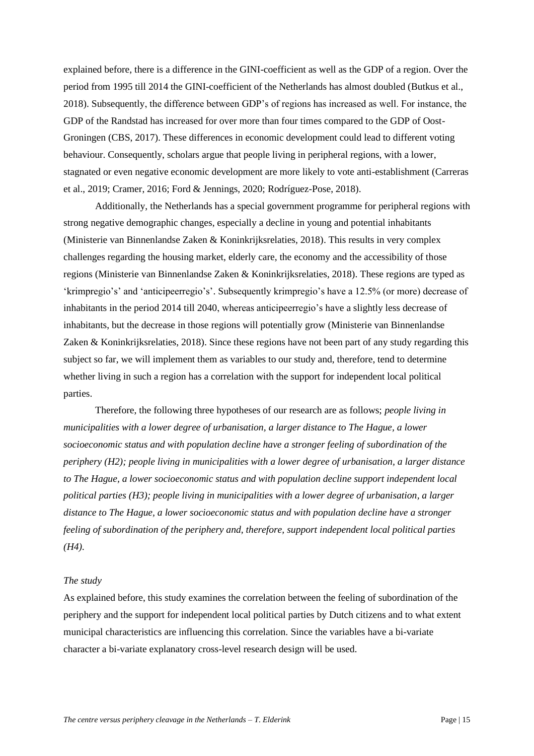explained before, there is a difference in the GINI-coefficient as well as the GDP of a region. Over the period from 1995 till 2014 the GINI-coefficient of the Netherlands has almost doubled (Butkus et al., 2018). Subsequently, the difference between GDP's of regions has increased as well. For instance, the GDP of the Randstad has increased for over more than four times compared to the GDP of Oost-Groningen (CBS, 2017). These differences in economic development could lead to different voting behaviour. Consequently, scholars argue that people living in peripheral regions, with a lower, stagnated or even negative economic development are more likely to vote anti-establishment (Carreras et al., 2019; Cramer, 2016; Ford & Jennings, 2020; Rodríguez-Pose, 2018).

Additionally, the Netherlands has a special government programme for peripheral regions with strong negative demographic changes, especially a decline in young and potential inhabitants (Ministerie van Binnenlandse Zaken & Koninkrijksrelaties, 2018). This results in very complex challenges regarding the housing market, elderly care, the economy and the accessibility of those regions (Ministerie van Binnenlandse Zaken & Koninkrijksrelaties, 2018). These regions are typed as 'krimpregio's' and 'anticipeerregio's'. Subsequently krimpregio's have a 12.5% (or more) decrease of inhabitants in the period 2014 till 2040, whereas anticipeerregio's have a slightly less decrease of inhabitants, but the decrease in those regions will potentially grow (Ministerie van Binnenlandse Zaken & Koninkrijksrelaties, 2018). Since these regions have not been part of any study regarding this subject so far, we will implement them as variables to our study and, therefore, tend to determine whether living in such a region has a correlation with the support for independent local political parties.

Therefore, the following three hypotheses of our research are as follows; *people living in municipalities with a lower degree of urbanisation, a larger distance to The Hague, a lower socioeconomic status and with population decline have a stronger feeling of subordination of the periphery (H2); people living in municipalities with a lower degree of urbanisation, a larger distance to The Hague, a lower socioeconomic status and with population decline support independent local political parties (H3); people living in municipalities with a lower degree of urbanisation, a larger distance to The Hague, a lower socioeconomic status and with population decline have a stronger feeling of subordination of the periphery and, therefore, support independent local political parties (H4).*

*The study*

As explained before, this study examines the correlation between the feeling of subordination of the periphery and the support for independent local political parties by Dutch citizens and to what extent municipal characteristics are influencing this correlation. Since the variables have a bi-variate character a bi-variate explanatory cross-level research design will be used.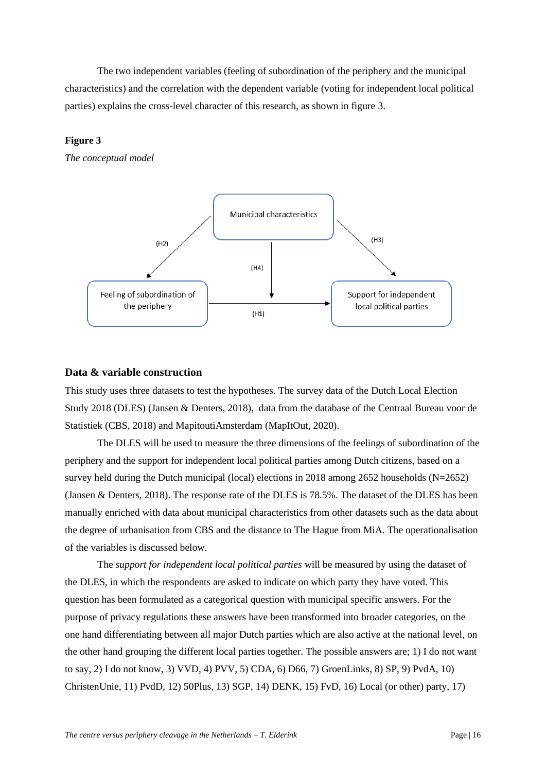The two independent variables (feeling of subordination of the periphery and the municipal characteristics) and the correlation with the dependent variable (voting for independent local political parties) explains the cross-level character of this research, as shown in figure 3.

**Figure 3**

*The conceptual model*

Municipal characteristics

(H2) (H3)

(H4)

Feeling of subordination of the periphery

(H1)

Support for independent local political parties

## Data & variable construction

This study uses three datasets to test the hypotheses. The survey data of the Dutch Local Election Study 2018 (DLES) (Jansen & Denters, 2018), data from the database of the Centraal Bureau voor de Statistiek (CBS, 2018) and MapitoutiAmsterdam (MapItOut, 2020).

The DLES will be used to measure the three dimensions of the feelings of subordination of the periphery and the support for independent local political parties among Dutch citizens, based on a survey held during the Dutch municipal (local) elections in 2018 among 2652 households (N=2652) (Jansen & Denters, 2018). The response rate of the DLES is 78.5%. The dataset of the DLES has been manually enriched with data about municipal characteristics from other datasets such as the data about the degree of urbanisation from CBS and the distance to The Hague from MiA. The operationalisation of the variables is discussed below.

The *support for independent local political parties* will be measured by using the dataset of the DLES, in which the respondents are asked to indicate on which party they have voted. This question has been formulated as a categorical question with municipal specific answers. For the purpose of privacy regulations these answers have been transformed into broader categories, on the one hand differentiating between all major Dutch parties which are also active at the national level, on the other hand grouping the different local parties together. The possible answers are; 1) I do not want to say, 2) I do not know, 3) VVD, 4) PVV, 5) CDA, 6) D66, 7) GroenLinks, 8) SP, 9) PvdA, 10) ChristenUnie, 11) PvdD, 12) 50Plus, 13) SGP, 14) DENK, 15) FvD, 16) Local (or other) party, 17)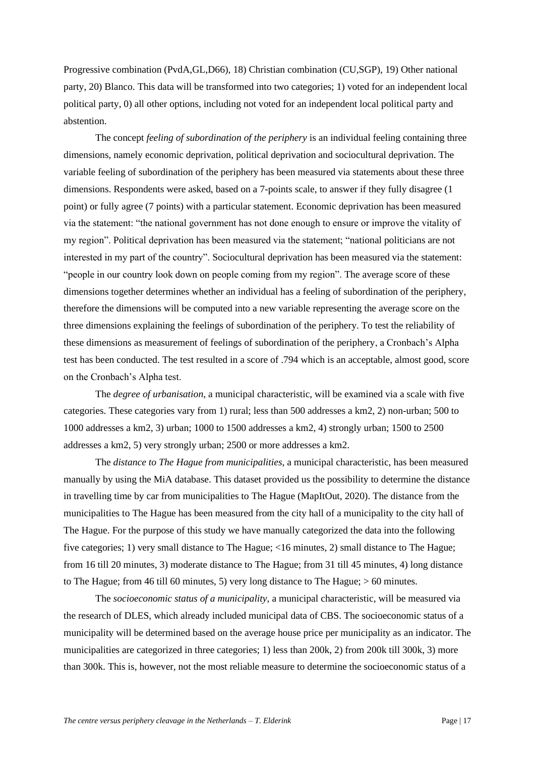Progressive combination (PvdA,GL,D66), 18) Christian combination (CU,SGP), 19) Other national party, 20) Blanco. This data will be transformed into two categories; 1) voted for an independent local political party, 0) all other options, including not voted for an independent local political party and abstention.

The concept *feeling of subordination of the periphery* is an individual feeling containing three dimensions, namely economic deprivation, political deprivation and sociocultural deprivation. The variable feeling of subordination of the periphery has been measured via statements about these three dimensions. Respondents were asked, based on a 7-points scale, to answer if they fully disagree (1 point) or fully agree (7 points) with a particular statement. Economic deprivation has been measured via the statement: "the national government has not done enough to ensure or improve the vitality of my region". Political deprivation has been measured via the statement; "national politicians are not interested in my part of the country". Sociocultural deprivation has been measured via the statement: "people in our country look down on people coming from my region". The average score of these dimensions together determines whether an individual has a feeling of subordination of the periphery, therefore the dimensions will be computed into a new variable representing the average score on the three dimensions explaining the feelings of subordination of the periphery. To test the reliability of these dimensions as measurement of feelings of subordination of the periphery, a Cronbach's Alpha test has been conducted. The test resulted in a score of .794 which is an acceptable, almost good, score on the Cronbach's Alpha test.

The *degree of urbanisation*, a municipal characteristic, will be examined via a scale with five categories. These categories vary from 1) rural; less than 500 addresses a km2, 2) non-urban; 500 to 1000 addresses a km2, 3) urban; 1000 to 1500 addresses a km2, 4) strongly urban; 1500 to 2500 addresses a km2, 5) very strongly urban; 2500 or more addresses a km2.

The *distance to The Hague from municipalities*, a municipal characteristic, has been measured manually by using the MiA database. This dataset provided us the possibility to determine the distance in travelling time by car from municipalities to The Hague (MapItOut, 2020). The distance from the municipalities to The Hague has been measured from the city hall of a municipality to the city hall of The Hague. For the purpose of this study we have manually categorized the data into the following five categories; 1) very small distance to The Hague; <16 minutes, 2) small distance to The Hague; from 16 till 20 minutes, 3) moderate distance to The Hague; from 31 till 45 minutes, 4) long distance to The Hague; from 46 till 60 minutes, 5) very long distance to The Hague; > 60 minutes.

The *socioeconomic status of a municipality*, a municipal characteristic, will be measured via the research of DLES, which already included municipal data of CBS. The socioeconomic status of a municipality will be determined based on the average house price per municipality as an indicator. The municipalities are categorized in three categories; 1) less than 200k, 2) from 200k till 300k, 3) more than 300k. This is, however, not the most reliable measure to determine the socioeconomic status of a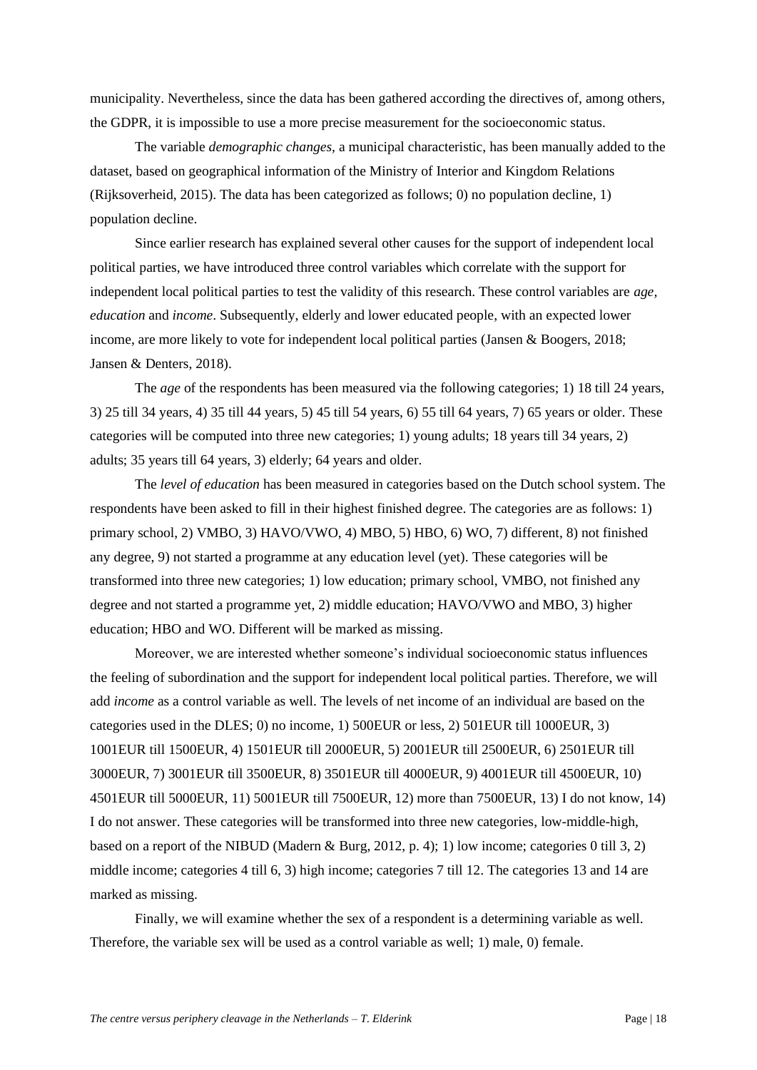municipality. Nevertheless, since the data has been gathered according the directives of, among others, the GDPR, it is impossible to use a more precise measurement for the socioeconomic status.

The variable *demographic changes,* a municipal characteristic, has been manually added to the dataset, based on geographical information of the Ministry of Interior and Kingdom Relations (Rijksoverheid, 2015). The data has been categorized as follows; 0) no population decline, 1) population decline.

Since earlier research has explained several other causes for the support of independent local political parties, we have introduced three control variables which correlate with the support for independent local political parties to test the validity of this research. These control variables are *age, education* and *income*. Subsequently, elderly and lower educated people, with an expected lower income, are more likely to vote for independent local political parties (Jansen & Boogers, 2018; Jansen & Denters, 2018).

The *age* of the respondents has been measured via the following categories; 1) 18 till 24 years, 3) 25 till 34 years, 4) 35 till 44 years, 5) 45 till 54 years, 6) 55 till 64 years, 7) 65 years or older. These categories will be computed into three new categories; 1) young adults; 18 years till 34 years, 2) adults; 35 years till 64 years, 3) elderly; 64 years and older.

The *level of education* has been measured in categories based on the Dutch school system. The respondents have been asked to fill in their highest finished degree. The categories are as follows: 1) primary school, 2) VMBO, 3) HAVO/VWO, 4) MBO, 5) HBO, 6) WO, 7) different, 8) not finished any degree, 9) not started a programme at any education level (yet). These categories will be transformed into three new categories; 1) low education; primary school, VMBO, not finished any degree and not started a programme yet, 2) middle education; HAVO/VWO and MBO, 3) higher education; HBO and WO. Different will be marked as missing.

Moreover, we are interested whether someone's individual socioeconomic status influences the feeling of subordination and the support for independent local political parties. Therefore, we will add *income* as a control variable as well. The levels of net income of an individual are based on the categories used in the DLES; 0) no income, 1) 500EUR or less, 2) 501EUR till 1000EUR, 3) 1001EUR till 1500EUR, 4) 1501EUR till 2000EUR, 5) 2001EUR till 2500EUR, 6) 2501EUR till 3000EUR, 7) 3001EUR till 3500EUR, 8) 3501EUR till 4000EUR, 9) 4001EUR till 4500EUR, 10) 4501EUR till 5000EUR, 11) 5001EUR till 7500EUR, 12) more than 7500EUR, 13) I do not know, 14) I do not answer. These categories will be transformed into three new categories, low-middle-high, based on a report of the NIBUD (Madern & Burg, 2012, p. 4); 1) low income; categories 0 till 3, 2) middle income; categories 4 till 6, 3) high income; categories 7 till 12. The categories 13 and 14 are marked as missing.

Finally, we will examine whether the sex of a respondent is a determining variable as well. Therefore, the variable sex will be used as a control variable as well; 1) male, 0) female.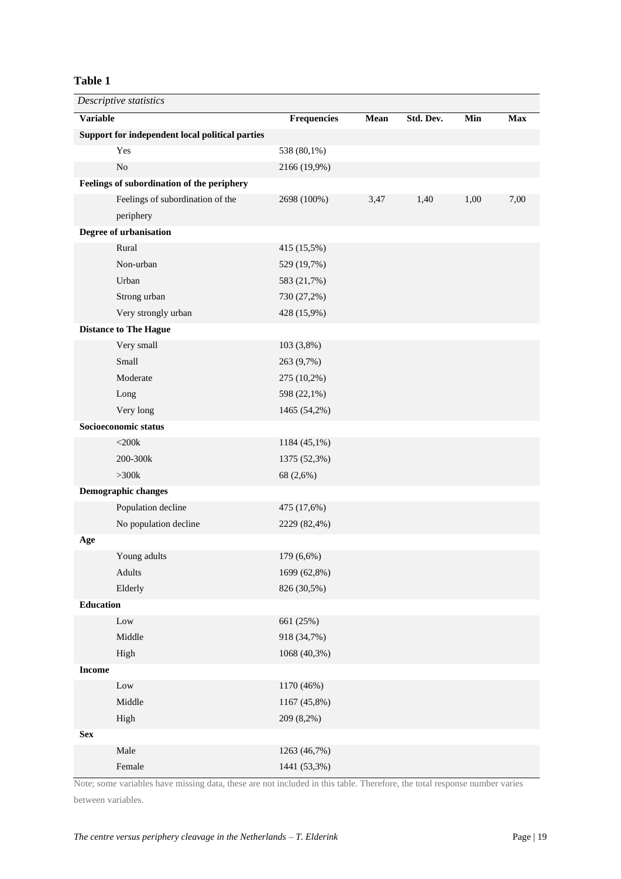**Table 1**

*Descriptive statistics*

| Variable | Frequencies | Mean | Std. Dev. | Min | Max |
|---|---|---|---|---|---|
| **Support for independent local political parties** | | | | | |
| Yes | 538 (80,1%) | | | | |
| No | 2166 (19,9%) | | | | |
| **Feelings of subordination of the periphery** | | | | | |
| Feelings of subordination of the periphery | 2698 (100%) | 3,47 | 1,40 | 1,00 | 7,00 |
| **Degree of urbanisation** | | | | | |
| Rural | 415 (15,5%) | | | | |
| Non-urban | 529 (19,7%) | | | | |
| Urban | 583 (21,7%) | | | | |
| Strong urban | 730 (27,2%) | | | | |
| Very strongly urban | 428 (15,9%) | | | | |
| **Distance to The Hague** | | | | | |
| Very small | 103 (3,8%) | | | | |
| Small | 263 (9,7%) | | | | |
| Moderate | 275 (10,2%) | | | | |
| Long | 598 (22,1%) | | | | |
| Very long | 1465 (54,2%) | | | | |
| **Socioeconomic status** | | | | | |
| <200k | 1184 (45,1%) | | | | |
| 200-300k | 1375 (52,3%) | | | | |
| >300k | 68 (2,6%) | | | | |
| **Demographic changes** | | | | | |
| Population decline | 475 (17,6%) | | | | |
| No population decline | 2229 (82,4%) | | | | |
| **Age** | | | | | |
| Young adults | 179 (6,6%) | | | | |
| Adults | 1699 (62,8%) | | | | |
| Elderly | 826 (30,5%) | | | | |
| **Education** | | | | | |
| Low | 661 (25%) | | | | |
| Middle | 918 (34,7%) | | | | |
| High | 1068 (40,3%) | | | | |
| **Income** | | | | | |
| Low | 1170 (46%) | | | | |
| Middle | 1167 (45,8%) | | | | |
| High | 209 (8,2%) | | | | |
| **Sex** | | | | | |
| Male | 1263 (46,7%) | | | | |
| Female | 1441 (53,3%) | | | | |

Note; some variables have missing data, these are not included in this table. Therefore, the total response number varies between variables.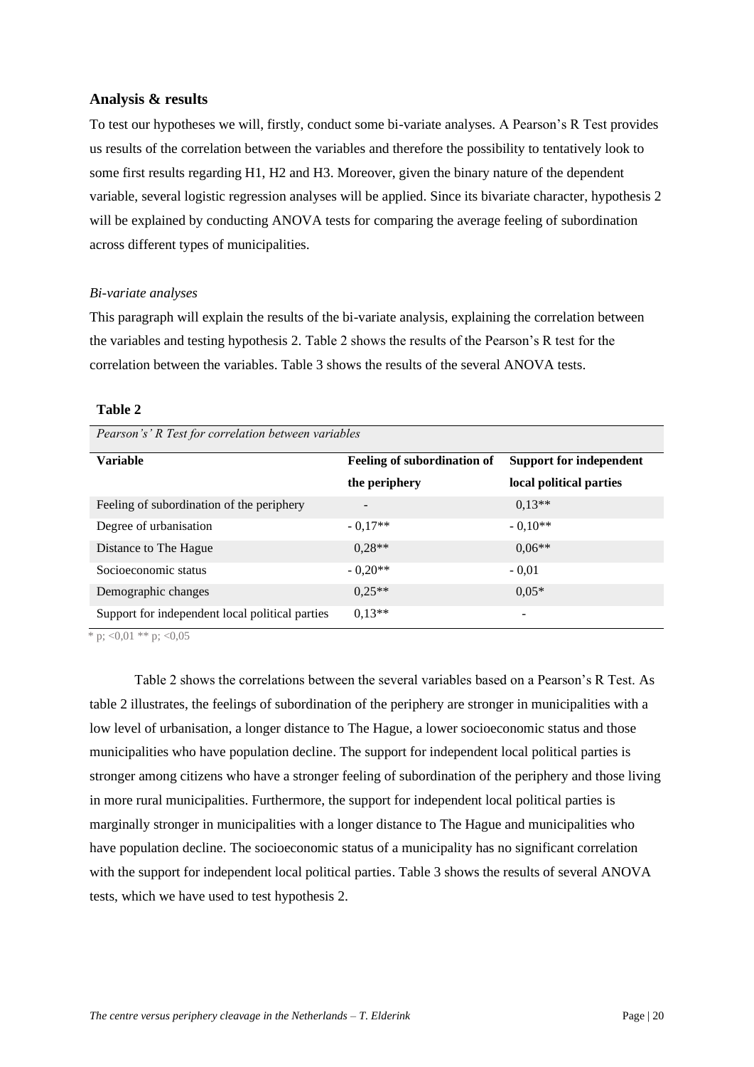### Analysis & results

To test our hypotheses we will, firstly, conduct some bi-variate analyses. A Pearson's R Test provides us results of the correlation between the variables and therefore the possibility to tentatively look to some first results regarding H1, H2 and H3. Moreover, given the binary nature of the dependent variable, several logistic regression analyses will be applied. Since its bivariate character, hypothesis 2 will be explained by conducting ANOVA tests for comparing the average feeling of subordination across different types of municipalities.

*Bi-variate analyses*

This paragraph will explain the results of the bi-variate analysis, explaining the correlation between the variables and testing hypothesis 2. Table 2 shows the results of the Pearson's R test for the correlation between the variables. Table 3 shows the results of the several ANOVA tests.

**Table 2**

*Pearson's' R Test for correlation between variables*

| Variable | Feeling of subordination of the periphery | Support for independent local political parties |
|---|---|---|
| Feeling of subordination of the periphery | - | 0,13** |
| Degree of urbanisation | - 0,17** | - 0,10** |
| Distance to The Hague | 0,28** | 0,06** |
| Socioeconomic status | - 0,20** | - 0,01 |
| Demographic changes | 0,25** | 0,05* |
| Support for independent local political parties | 0,13** | - |

\* p; <0,01 ** p; <0,05

Table 2 shows the correlations between the several variables based on a Pearson's R Test. As table 2 illustrates, the feelings of subordination of the periphery are stronger in municipalities with a low level of urbanisation, a longer distance to The Hague, a lower socioeconomic status and those municipalities who have population decline. The support for independent local political parties is stronger among citizens who have a stronger feeling of subordination of the periphery and those living in more rural municipalities. Furthermore, the support for independent local political parties is marginally stronger in municipalities with a longer distance to The Hague and municipalities who have population decline. The socioeconomic status of a municipality has no significant correlation with the support for independent local political parties. Table 3 shows the results of several ANOVA tests, which we have used to test hypothesis 2.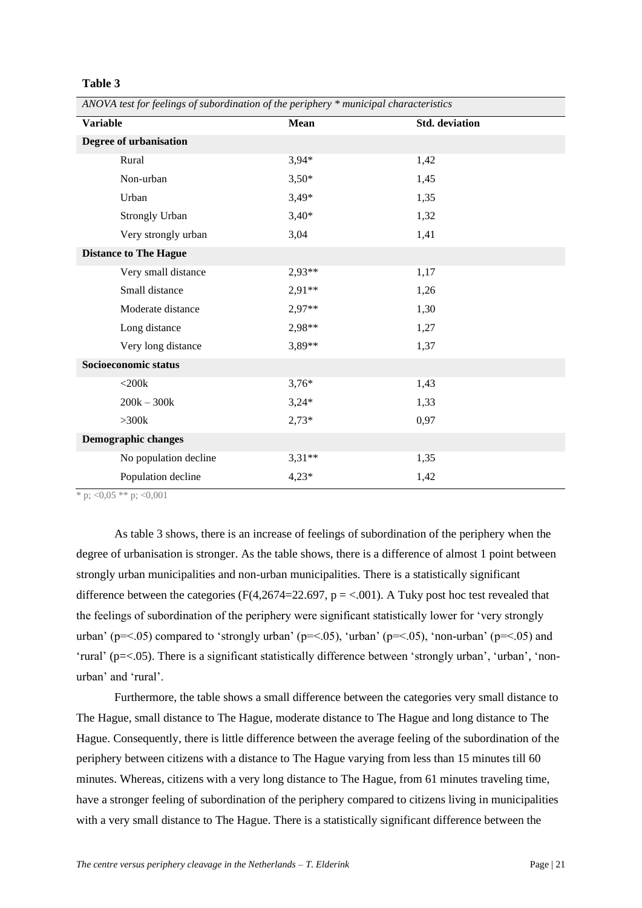**Table 3**

*ANOVA test for feelings of subordination of the periphery * municipal characteristics*

| Variable | Mean | Std. deviation |
|---|---|---|
| **Degree of urbanisation** | | |
| Rural | 3,94* | 1,42 |
| Non-urban | 3,50* | 1,45 |
| Urban | 3,49* | 1,35 |
| Strongly Urban | 3,40* | 1,32 |
| Very strongly urban | 3,04 | 1,41 |
| **Distance to The Hague** | | |
| Very small distance | 2,93** | 1,17 |
| Small distance | 2,91** | 1,26 |
| Moderate distance | 2,97** | 1,30 |
| Long distance | 2,98** | 1,27 |
| Very long distance | 3,89** | 1,37 |
| **Socioeconomic status** | | |
| <200k | 3,76* | 1,43 |
| 200k – 300k | 3,24* | 1,33 |
| >300k | 2,73* | 0,97 |
| **Demographic changes** | | |
| No population decline | 3,31** | 1,35 |
| Population decline | 4,23* | 1,42 |

* p; <0,05 ** p; <0,001

As table 3 shows, there is an increase of feelings of subordination of the periphery when the degree of urbanisation is stronger. As the table shows, there is a difference of almost 1 point between strongly urban municipalities and non-urban municipalities. There is a statistically significant difference between the categories ($F(4,2674=22.697$, $p = <.001$). A Tuky post hoc test revealed that the feelings of subordination of the periphery were significant statistically lower for 'very strongly urban' ($p=<.05$) compared to 'strongly urban' ($p=<.05$), 'urban' ($p=<.05$), 'non-urban' ($p=<.05$) and 'rural' ($p=<.05$). There is a significant statistically difference between 'strongly urban', 'urban', 'non-urban' and 'rural'.

Furthermore, the table shows a small difference between the categories very small distance to The Hague, small distance to The Hague, moderate distance to The Hague and long distance to The Hague. Consequently, there is little difference between the average feeling of the subordination of the periphery between citizens with a distance to The Hague varying from less than 15 minutes till 60 minutes. Whereas, citizens with a very long distance to The Hague, from 61 minutes traveling time, have a stronger feeling of subordination of the periphery compared to citizens living in municipalities with a very small distance to The Hague. There is a statistically significant difference between the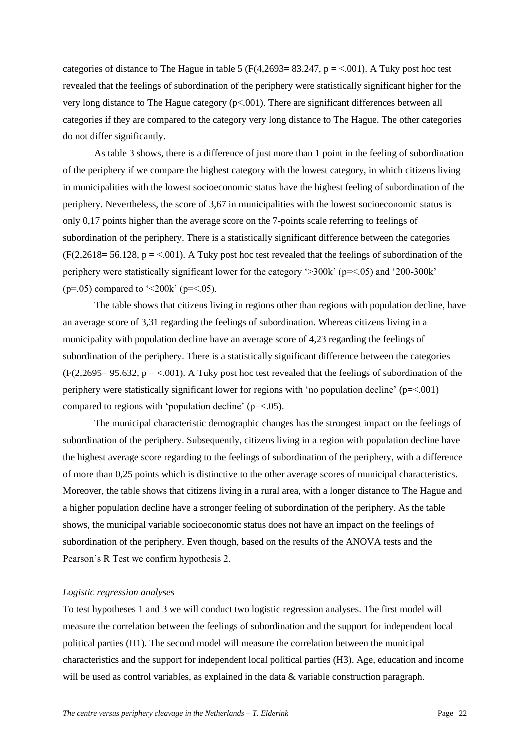categories of distance to The Hague in table 5 ($F(4,2693= 83.247$, $p = <.001$). A Tuky post hoc test revealed that the feelings of subordination of the periphery were statistically significant higher for the very long distance to The Hague category ($p<.001$). There are significant differences between all categories if they are compared to the category very long distance to The Hague. The other categories do not differ significantly.

As table 3 shows, there is a difference of just more than 1 point in the feeling of subordination of the periphery if we compare the highest category with the lowest category, in which citizens living in municipalities with the lowest socioeconomic status have the highest feeling of subordination of the periphery. Nevertheless, the score of 3,67 in municipalities with the lowest socioeconomic status is only 0,17 points higher than the average score on the 7-points scale referring to feelings of subordination of the periphery. There is a statistically significant difference between the categories ($F(2,2618= 56.128$, $p = <.001$). A Tuky post hoc test revealed that the feelings of subordination of the periphery were statistically significant lower for the category '>300k' ($p=<.05$) and '200-300k' ($p=.05$) compared to '<200k' ($p=<.05$).

The table shows that citizens living in regions other than regions with population decline, have an average score of 3,31 regarding the feelings of subordination. Whereas citizens living in a municipality with population decline have an average score of 4,23 regarding the feelings of subordination of the periphery. There is a statistically significant difference between the categories ($F(2,2695= 95.632$, $p = <.001$). A Tuky post hoc test revealed that the feelings of subordination of the periphery were statistically significant lower for regions with 'no population decline' ($p=<.001$) compared to regions with 'population decline' ($p=<.05$).

The municipal characteristic demographic changes has the strongest impact on the feelings of subordination of the periphery. Subsequently, citizens living in a region with population decline have the highest average score regarding to the feelings of subordination of the periphery, with a difference of more than 0,25 points which is distinctive to the other average scores of municipal characteristics. Moreover, the table shows that citizens living in a rural area, with a longer distance to The Hague and a higher population decline have a stronger feeling of subordination of the periphery. As the table shows, the municipal variable socioeconomic status does not have an impact on the feelings of subordination of the periphery. Even though, based on the results of the ANOVA tests and the Pearson's R Test we confirm hypothesis 2.

*Logistic regression analyses*

To test hypotheses 1 and 3 we will conduct two logistic regression analyses. The first model will measure the correlation between the feelings of subordination and the support for independent local political parties (H1). The second model will measure the correlation between the municipal characteristics and the support for independent local political parties (H3). Age, education and income will be used as control variables, as explained in the data & variable construction paragraph.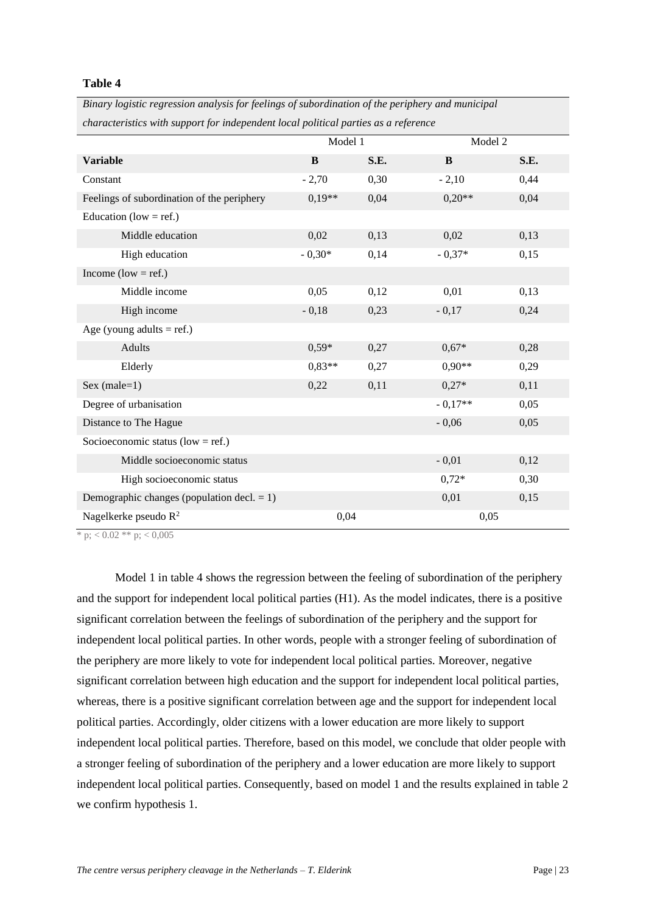**Table 4**

*Binary logistic regression analysis for feelings of subordination of the periphery and municipal characteristics with support for independent local political parties as a reference*

| | Model 1 | | Model 2 | |
|---|---|---|---|---|
| **Variable** | **B** | **S.E.** | **B** | **S.E.** |
| Constant | - 2,70 | 0,30 | - 2,10 | 0,44 |
| Feelings of subordination of the periphery | 0,19** | 0,04 | 0,20** | 0,04 |
| Education (low = ref.) | | | | |
| Middle education | 0,02 | 0,13 | 0,02 | 0,13 |
| High education | - 0,30* | 0,14 | - 0,37* | 0,15 |
| Income (low = ref.) | | | | |
| Middle income | 0,05 | 0,12 | 0,01 | 0,13 |
| High income | - 0,18 | 0,23 | - 0,17 | 0,24 |
| Age (young adults = ref.) | | | | |
| Adults | 0,59* | 0,27 | 0,67* | 0,28 |
| Elderly | 0,83** | 0,27 | 0,90** | 0,29 |
| Sex (male=1) | 0,22 | 0,11 | 0,27* | 0,11 |
| Degree of urbanisation | | | - 0,17** | 0,05 |
| Distance to The Hague | | | - 0,06 | 0,05 |
| Socioeconomic status (low = ref.) | | | | |
| Middle socioeconomic status | | | - 0,01 | 0,12 |
| High socioeconomic status | | | 0,72* | 0,30 |
| Demographic changes (population decl. = 1) | | | 0,01 | 0,15 |
| Nagelkerke pseudo $R^2$ | 0,04 | | 0,05 | |

* p; < 0.02 ** p; < 0,005

Model 1 in table 4 shows the regression between the feeling of subordination of the periphery and the support for independent local political parties (H1). As the model indicates, there is a positive significant correlation between the feelings of subordination of the periphery and the support for independent local political parties. In other words, people with a stronger feeling of subordination of the periphery are more likely to vote for independent local political parties. Moreover, negative significant correlation between high education and the support for independent local political parties, whereas, there is a positive significant correlation between age and the support for independent local political parties. Accordingly, older citizens with a lower education are more likely to support independent local political parties. Therefore, based on this model, we conclude that older people with a stronger feeling of subordination of the periphery and a lower education are more likely to support independent local political parties. Consequently, based on model 1 and the results explained in table 2 we confirm hypothesis 1.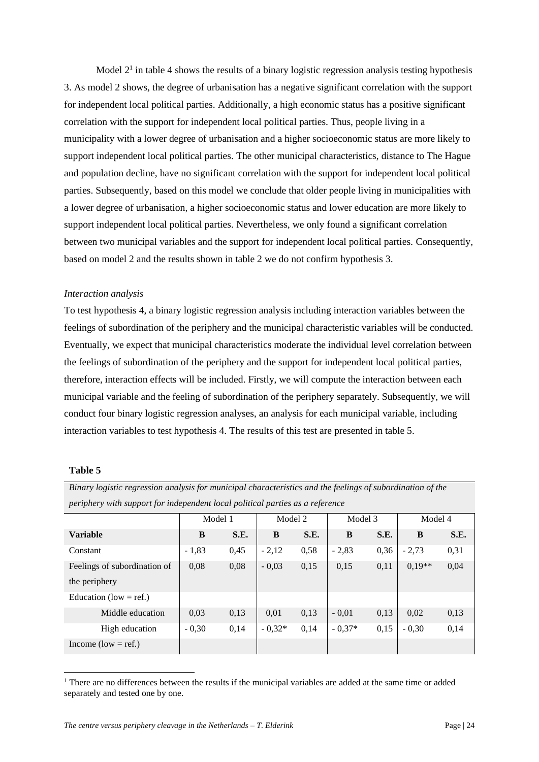Model 2[1] in table 4 shows the results of a binary logistic regression analysis testing hypothesis 3. As model 2 shows, the degree of urbanisation has a negative significant correlation with the support for independent local political parties. Additionally, a high economic status has a positive significant correlation with the support for independent local political parties. Thus, people living in a municipality with a lower degree of urbanisation and a higher socioeconomic status are more likely to support independent local political parties. The other municipal characteristics, distance to The Hague and population decline, have no significant correlation with the support for independent local political parties. Subsequently, based on this model we conclude that older people living in municipalities with a lower degree of urbanisation, a higher socioeconomic status and lower education are more likely to support independent local political parties. Nevertheless, we only found a significant correlation between two municipal variables and the support for independent local political parties. Consequently, based on model 2 and the results shown in table 2 we do not confirm hypothesis 3.

*Interaction analysis*

To test hypothesis 4, a binary logistic regression analysis including interaction variables between the feelings of subordination of the periphery and the municipal characteristic variables will be conducted. Eventually, we expect that municipal characteristics moderate the individual level correlation between the feelings of subordination of the periphery and the support for independent local political parties, therefore, interaction effects will be included. Firstly, we will compute the interaction between each municipal variable and the feeling of subordination of the periphery separately. Subsequently, we will conduct four binary logistic regression analyses, an analysis for each municipal variable, including interaction variables to test hypothesis 4. The results of this test are presented in table 5.

**Table 5**

*Binary logistic regression analysis for municipal characteristics and the feelings of subordination of the periphery with support for independent local political parties as a reference*

| | Model 1 | | Model 2 | | Model 3 | | Model 4 | |
|---|---|---|---|---|---|---|---|---|
| **Variable** | **B** | **S.E.** | **B** | **S.E.** | **B** | **S.E.** | **B** | **S.E.** |
| Constant | - 1,83 | 0,45 | - 2,12 | 0,58 | - 2,83 | 0,36 | - 2,73 | 0,31 |
| Feelings of subordination of the periphery | 0,08 | 0,08 | - 0,03 | 0,15 | 0,15 | 0,11 | 0,19** | 0,04 |
| Education (low = ref.) | | | | | | | | |
| Middle education | 0,03 | 0,13 | 0,01 | 0,13 | - 0,01 | 0,13 | 0,02 | 0,13 |
| High education | - 0,30 | 0,14 | - 0,32* | 0,14 | - 0,37* | 0,15 | - 0,30 | 0,14 |
| Income (low = ref.) | | | | | | | | |

[1] There are no differences between the results if the municipal variables are added at the same time or added separately and tested one by one.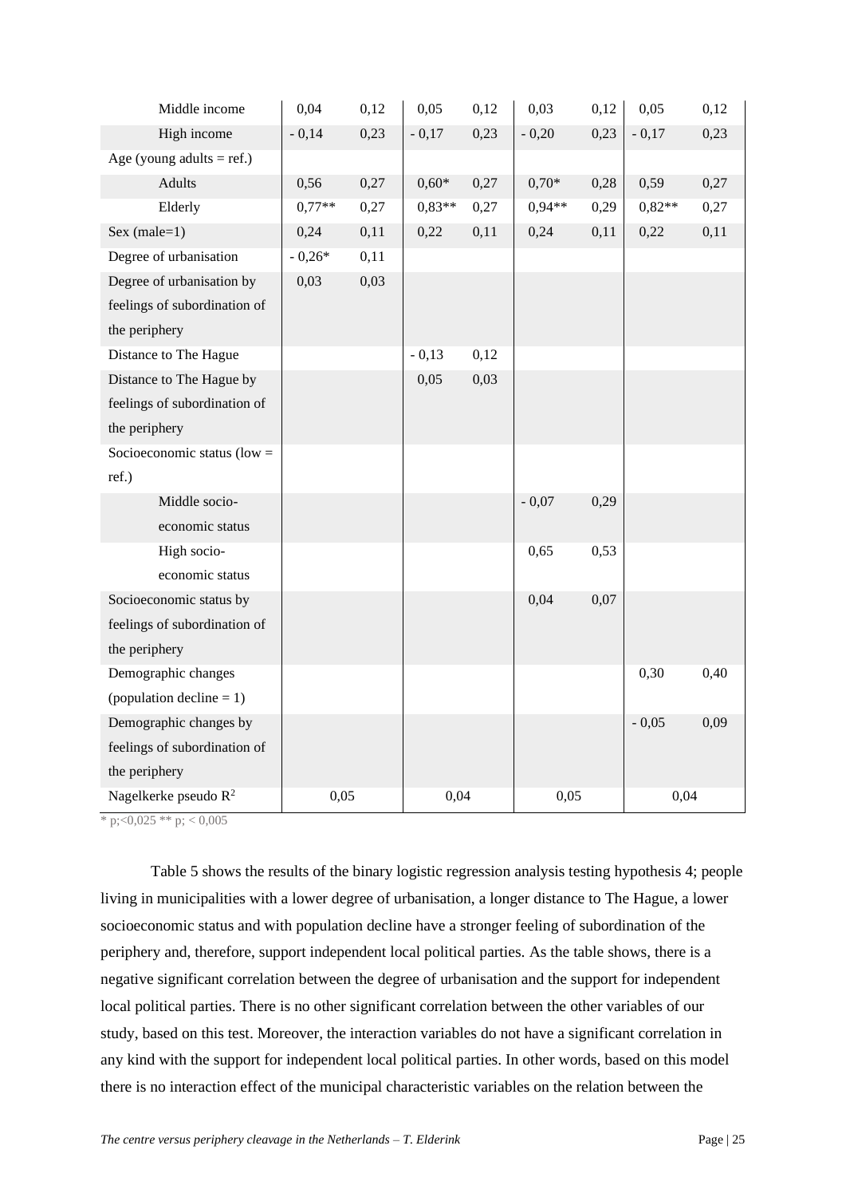| | | | | | | | | |
|---|---|---|---|---|---|---|---|---|
| Middle income | 0,04 | 0,12 | 0,05 | 0,12 | 0,03 | 0,12 | 0,05 | 0,12 |
| High income | - 0,14 | 0,23 | - 0,17 | 0,23 | - 0,20 | 0,23 | - 0,17 | 0,23 |
| Age (young adults = ref.) | | | | | | | | |
| Adults | 0,56 | 0,27 | 0,60* | 0,27 | 0,70* | 0,28 | 0,59 | 0,27 |
| Elderly | 0,77** | 0,27 | 0,83** | 0,27 | 0,94** | 0,29 | 0,82** | 0,27 |
| Sex (male=1) | 0,24 | 0,11 | 0,22 | 0,11 | 0,24 | 0,11 | 0,22 | 0,11 |
| Degree of urbanisation | - 0,26* | 0,11 | | | | | | |
| Degree of urbanisation by feelings of subordination of the periphery | 0,03 | 0,03 | | | | | | |
| Distance to The Hague | | | - 0,13 | 0,12 | | | | |
| Distance to The Hague by feelings of subordination of the periphery | | | 0,05 | 0,03 | | | | |
| Socioeconomic status (low = ref.) | | | | | | | | |
| Middle socio-economic status | | | | | - 0,07 | 0,29 | | |
| High socio-economic status | | | | | 0,65 | 0,53 | | |
| Socioeconomic status by feelings of subordination of the periphery | | | | | 0,04 | 0,07 | | |
| Demographic changes (population decline = 1) | | | | | | | 0,30 | 0,40 |
| Demographic changes by feelings of subordination of the periphery | | | | | | | - 0,05 | 0,09 |
| Nagelkerke pseudo $R^2$ | 0,05 | | 0,04 | | 0,05 | | 0,04 | |

* p;<0,025 ** p; < 0,005

Table 5 shows the results of the binary logistic regression analysis testing hypothesis 4; people living in municipalities with a lower degree of urbanisation, a longer distance to The Hague, a lower socioeconomic status and with population decline have a stronger feeling of subordination of the periphery and, therefore, support independent local political parties. As the table shows, there is a negative significant correlation between the degree of urbanisation and the support for independent local political parties. There is no other significant correlation between the other variables of our study, based on this test. Moreover, the interaction variables do not have a significant correlation in any kind with the support for independent local political parties. In other words, based on this model there is no interaction effect of the municipal characteristic variables on the relation between the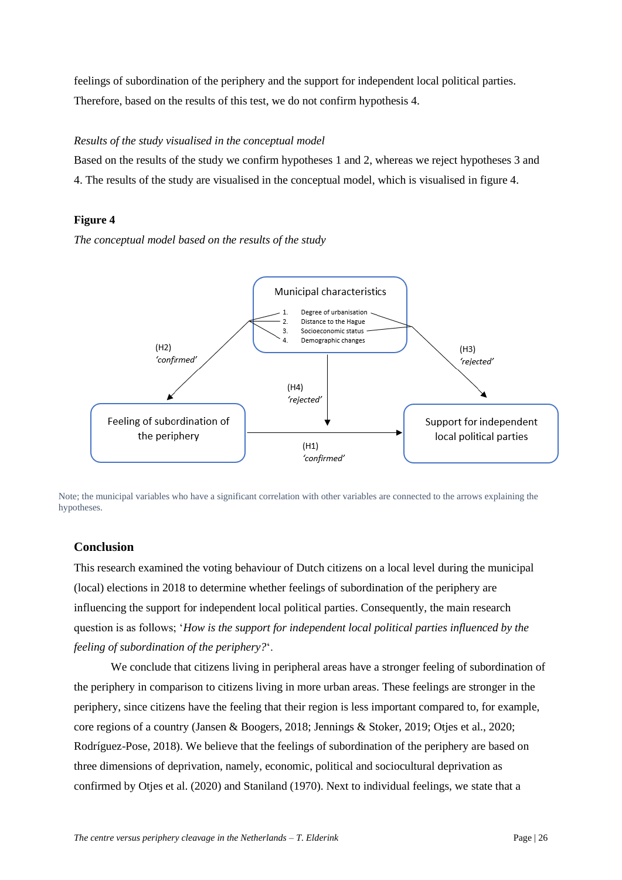feelings of subordination of the periphery and the support for independent local political parties. Therefore, based on the results of this test, we do not confirm hypothesis 4.

*Results of the study visualised in the conceptual model*

Based on the results of the study we confirm hypotheses 1 and 2, whereas we reject hypotheses 3 and 4. The results of the study are visualised in the conceptual model, which is visualised in figure 4.

**Figure 4**

*The conceptual model based on the results of the study*

Municipal characteristics
1. Degree of urbanisation
2. Distance to the Hague
3. Socioeconomic status
4. Demographic changes

(H2) *'confirmed'*

(H3) *'rejected'*

(H4) *'rejected'*

Feeling of subordination of the periphery

Support for independent local political parties

(H1) *'confirmed'*

Note; the municipal variables who have a significant correlation with other variables are connected to the arrows explaining the hypotheses.

## Conclusion

This research examined the voting behaviour of Dutch citizens on a local level during the municipal (local) elections in 2018 to determine whether feelings of subordination of the periphery are influencing the support for independent local political parties. Consequently, the main research question is as follows; '*How is the support for independent local political parties influenced by the feeling of subordination of the periphery?*'.

We conclude that citizens living in peripheral areas have a stronger feeling of subordination of the periphery in comparison to citizens living in more urban areas. These feelings are stronger in the periphery, since citizens have the feeling that their region is less important compared to, for example, core regions of a country (Jansen & Boogers, 2018; Jennings & Stoker, 2019; Otjes et al., 2020; Rodríguez-Pose, 2018). We believe that the feelings of subordination of the periphery are based on three dimensions of deprivation, namely, economic, political and sociocultural deprivation as confirmed by Otjes et al. (2020) and Staniland (1970). Next to individual feelings, we state that a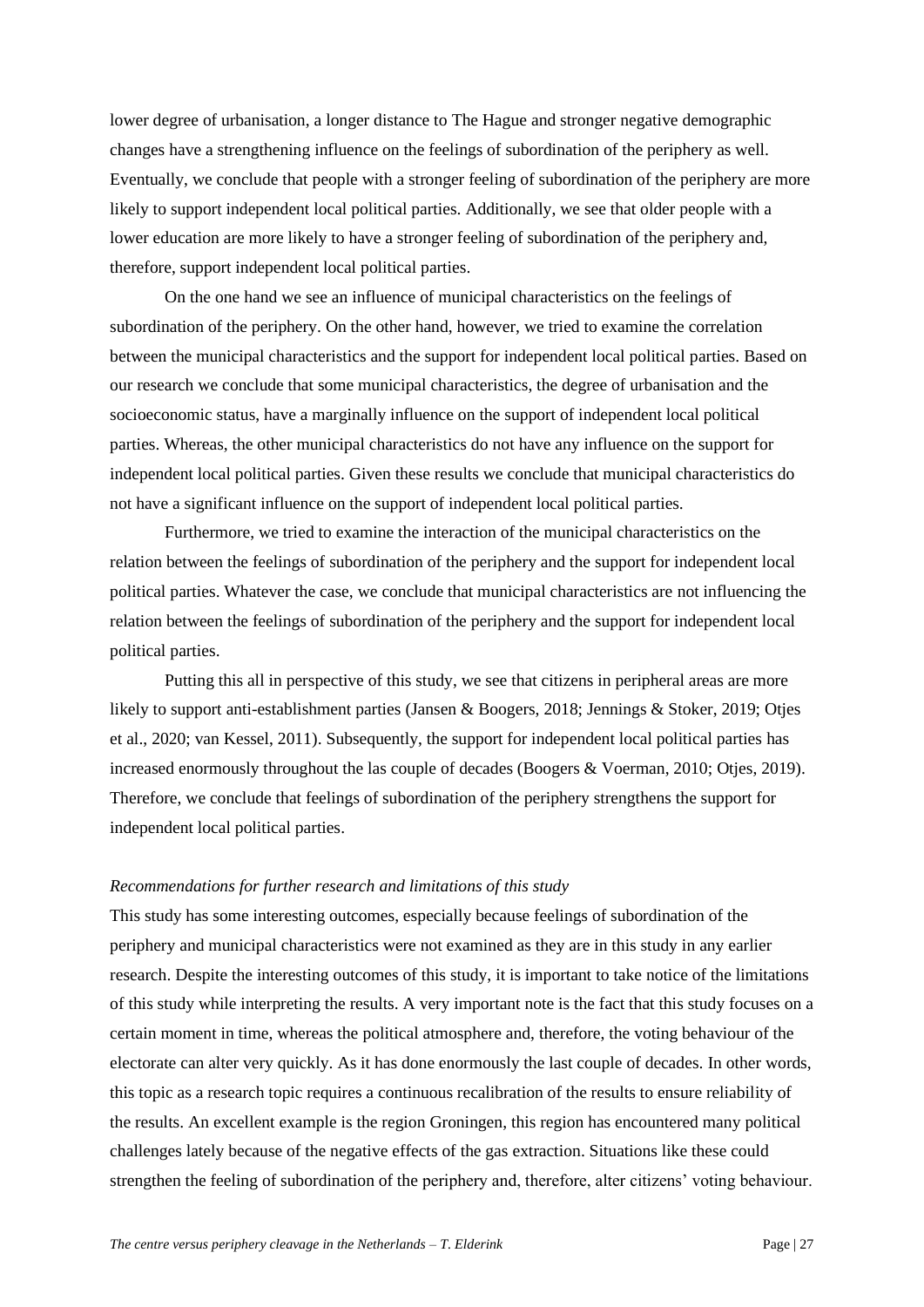lower degree of urbanisation, a longer distance to The Hague and stronger negative demographic changes have a strengthening influence on the feelings of subordination of the periphery as well. Eventually, we conclude that people with a stronger feeling of subordination of the periphery are more likely to support independent local political parties. Additionally, we see that older people with a lower education are more likely to have a stronger feeling of subordination of the periphery and, therefore, support independent local political parties.

On the one hand we see an influence of municipal characteristics on the feelings of subordination of the periphery. On the other hand, however, we tried to examine the correlation between the municipal characteristics and the support for independent local political parties. Based on our research we conclude that some municipal characteristics, the degree of urbanisation and the socioeconomic status, have a marginally influence on the support of independent local political parties. Whereas, the other municipal characteristics do not have any influence on the support for independent local political parties. Given these results we conclude that municipal characteristics do not have a significant influence on the support of independent local political parties.

Furthermore, we tried to examine the interaction of the municipal characteristics on the relation between the feelings of subordination of the periphery and the support for independent local political parties. Whatever the case, we conclude that municipal characteristics are not influencing the relation between the feelings of subordination of the periphery and the support for independent local political parties.

Putting this all in perspective of this study, we see that citizens in peripheral areas are more likely to support anti-establishment parties (Jansen & Boogers, 2018; Jennings & Stoker, 2019; Otjes et al., 2020; van Kessel, 2011). Subsequently, the support for independent local political parties has increased enormously throughout the las couple of decades (Boogers & Voerman, 2010; Otjes, 2019). Therefore, we conclude that feelings of subordination of the periphery strengthens the support for independent local political parties.

*Recommendations for further research and limitations of this study*

This study has some interesting outcomes, especially because feelings of subordination of the periphery and municipal characteristics were not examined as they are in this study in any earlier research. Despite the interesting outcomes of this study, it is important to take notice of the limitations of this study while interpreting the results. A very important note is the fact that this study focuses on a certain moment in time, whereas the political atmosphere and, therefore, the voting behaviour of the electorate can alter very quickly. As it has done enormously the last couple of decades. In other words, this topic as a research topic requires a continuous recalibration of the results to ensure reliability of the results. An excellent example is the region Groningen, this region has encountered many political challenges lately because of the negative effects of the gas extraction. Situations like these could strengthen the feeling of subordination of the periphery and, therefore, alter citizens' voting behaviour.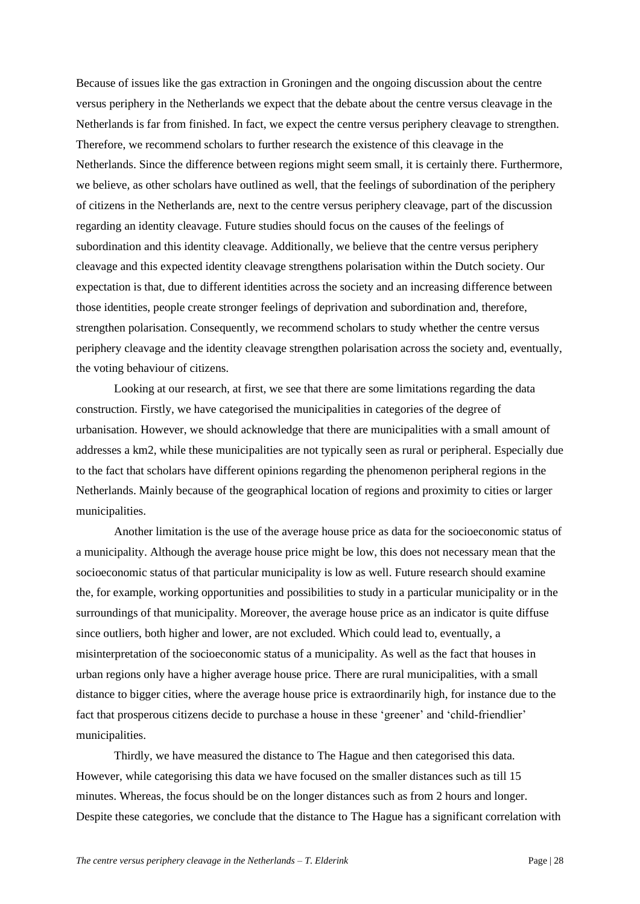Because of issues like the gas extraction in Groningen and the ongoing discussion about the centre versus periphery in the Netherlands we expect that the debate about the centre versus cleavage in the Netherlands is far from finished. In fact, we expect the centre versus periphery cleavage to strengthen. Therefore, we recommend scholars to further research the existence of this cleavage in the Netherlands. Since the difference between regions might seem small, it is certainly there. Furthermore, we believe, as other scholars have outlined as well, that the feelings of subordination of the periphery of citizens in the Netherlands are, next to the centre versus periphery cleavage, part of the discussion regarding an identity cleavage. Future studies should focus on the causes of the feelings of subordination and this identity cleavage. Additionally, we believe that the centre versus periphery cleavage and this expected identity cleavage strengthens polarisation within the Dutch society. Our expectation is that, due to different identities across the society and an increasing difference between those identities, people create stronger feelings of deprivation and subordination and, therefore, strengthen polarisation. Consequently, we recommend scholars to study whether the centre versus periphery cleavage and the identity cleavage strengthen polarisation across the society and, eventually, the voting behaviour of citizens.

Looking at our research, at first, we see that there are some limitations regarding the data construction. Firstly, we have categorised the municipalities in categories of the degree of urbanisation. However, we should acknowledge that there are municipalities with a small amount of addresses a km2, while these municipalities are not typically seen as rural or peripheral. Especially due to the fact that scholars have different opinions regarding the phenomenon peripheral regions in the Netherlands. Mainly because of the geographical location of regions and proximity to cities or larger municipalities.

Another limitation is the use of the average house price as data for the socioeconomic status of a municipality. Although the average house price might be low, this does not necessary mean that the socioeconomic status of that particular municipality is low as well. Future research should examine the, for example, working opportunities and possibilities to study in a particular municipality or in the surroundings of that municipality. Moreover, the average house price as an indicator is quite diffuse since outliers, both higher and lower, are not excluded. Which could lead to, eventually, a misinterpretation of the socioeconomic status of a municipality. As well as the fact that houses in urban regions only have a higher average house price. There are rural municipalities, with a small distance to bigger cities, where the average house price is extraordinarily high, for instance due to the fact that prosperous citizens decide to purchase a house in these 'greener' and 'child-friendlier' municipalities.

Thirdly, we have measured the distance to The Hague and then categorised this data. However, while categorising this data we have focused on the smaller distances such as till 15 minutes. Whereas, the focus should be on the longer distances such as from 2 hours and longer. Despite these categories, we conclude that the distance to The Hague has a significant correlation with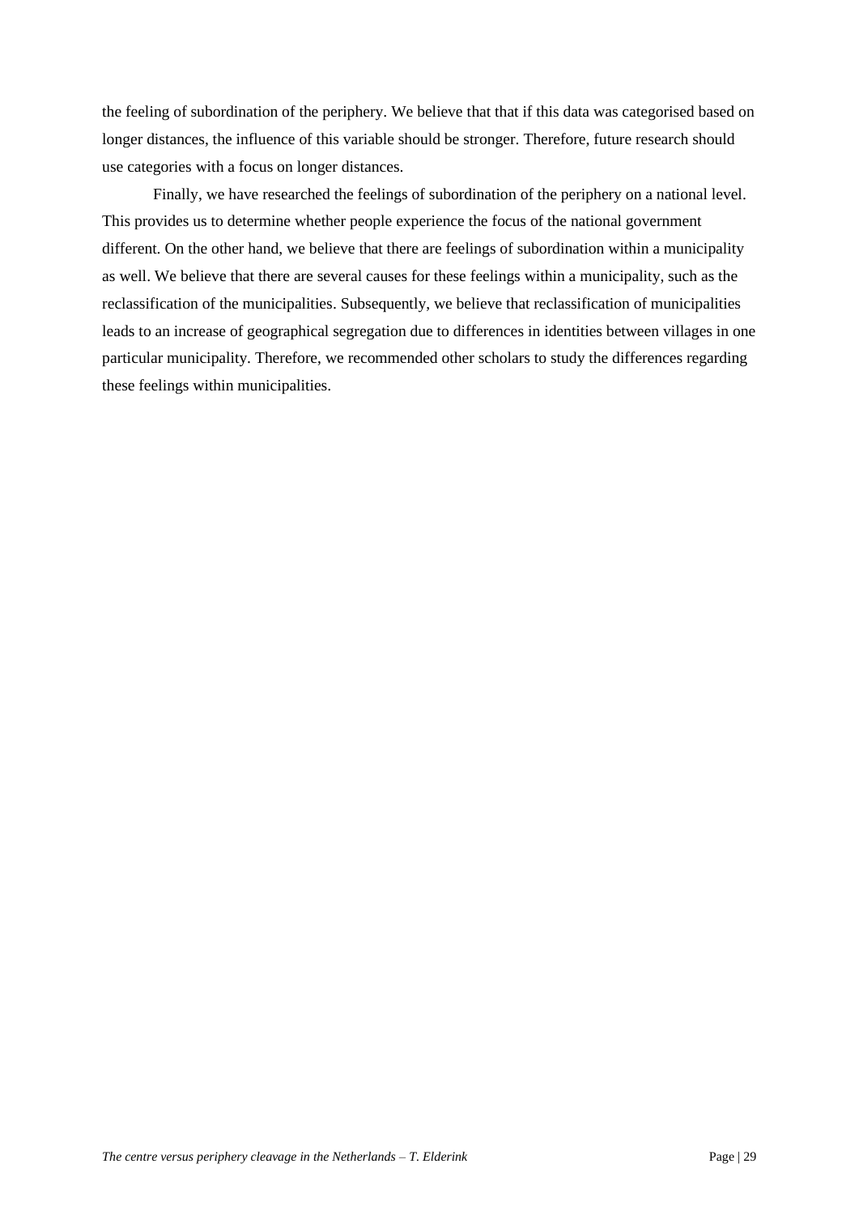the feeling of subordination of the periphery. We believe that that if this data was categorised based on longer distances, the influence of this variable should be stronger. Therefore, future research should use categories with a focus on longer distances.

Finally, we have researched the feelings of subordination of the periphery on a national level. This provides us to determine whether people experience the focus of the national government different. On the other hand, we believe that there are feelings of subordination within a municipality as well. We believe that there are several causes for these feelings within a municipality, such as the reclassification of the municipalities. Subsequently, we believe that reclassification of municipalities leads to an increase of geographical segregation due to differences in identities between villages in one particular municipality. Therefore, we recommended other scholars to study the differences regarding these feelings within municipalities.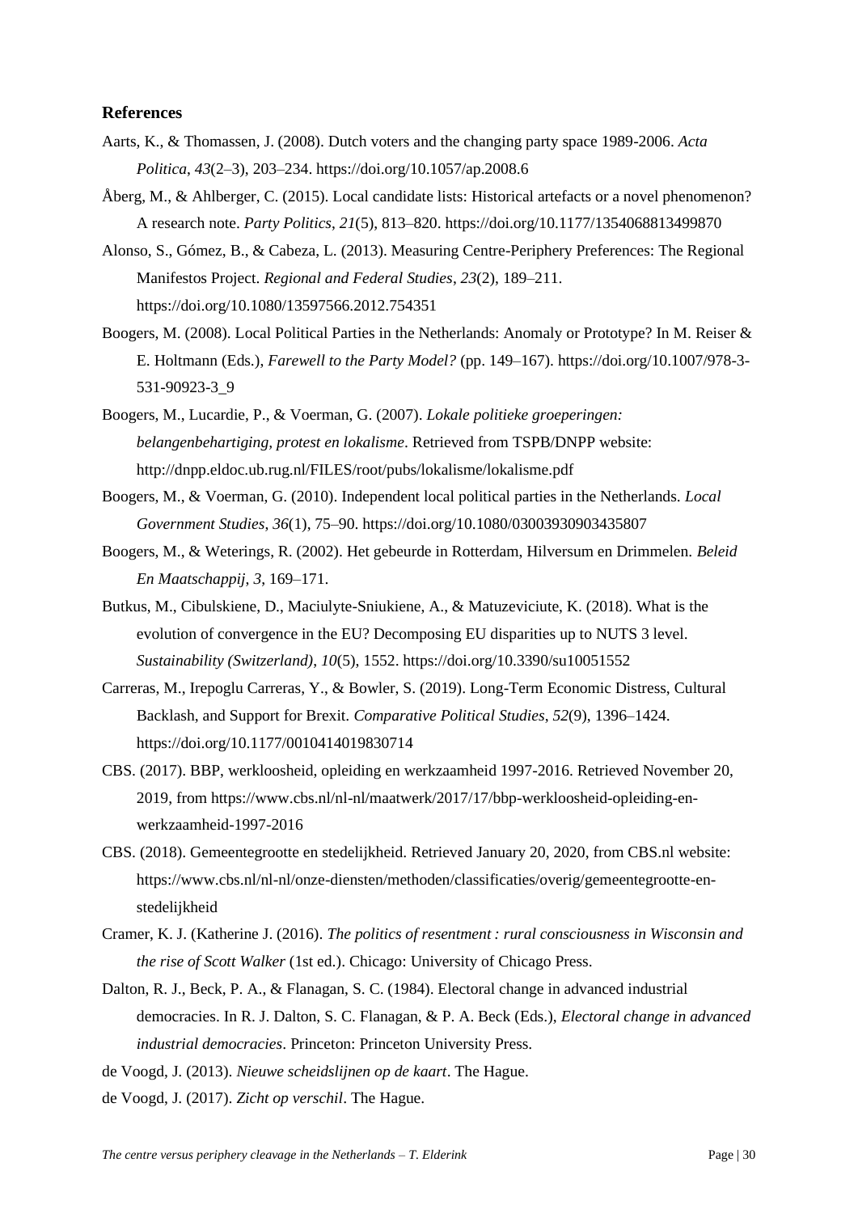## References

Aarts, K., & Thomassen, J. (2008). Dutch voters and the changing party space 1989-2006. *Acta Politica*, *43*(2–3), 203–234. https://doi.org/10.1057/ap.2008.6

Åberg, M., & Ahlberger, C. (2015). Local candidate lists: Historical artefacts or a novel phenomenon? A research note. *Party Politics*, *21*(5), 813–820. https://doi.org/10.1177/1354068813499870

Alonso, S., Gómez, B., & Cabeza, L. (2013). Measuring Centre-Periphery Preferences: The Regional Manifestos Project. *Regional and Federal Studies*, *23*(2), 189–211. https://doi.org/10.1080/13597566.2012.754351

Boogers, M. (2008). Local Political Parties in the Netherlands: Anomaly or Prototype? In M. Reiser & E. Holtmann (Eds.), *Farewell to the Party Model?* (pp. 149–167). https://doi.org/10.1007/978-3-531-90923-3_9

Boogers, M., Lucardie, P., & Voerman, G. (2007). *Lokale politieke groeperingen: belangenbehartiging, protest en lokalisme*. Retrieved from TSPB/DNPP website: http://dnpp.eldoc.ub.rug.nl/FILES/root/pubs/lokalisme/lokalisme.pdf

Boogers, M., & Voerman, G. (2010). Independent local political parties in the Netherlands. *Local Government Studies*, *36*(1), 75–90. https://doi.org/10.1080/03003930903435807

Boogers, M., & Weterings, R. (2002). Het gebeurde in Rotterdam, Hilversum en Drimmelen. *Beleid En Maatschappij*, *3*, 169–171.

Butkus, M., Cibulskiene, D., Maciulyte-Sniukiene, A., & Matuzeviciute, K. (2018). What is the evolution of convergence in the EU? Decomposing EU disparities up to NUTS 3 level. *Sustainability (Switzerland)*, *10*(5), 1552. https://doi.org/10.3390/su10051552

Carreras, M., Irepoglu Carreras, Y., & Bowler, S. (2019). Long-Term Economic Distress, Cultural Backlash, and Support for Brexit. *Comparative Political Studies*, *52*(9), 1396–1424. https://doi.org/10.1177/0010414019830714

CBS. (2017). BBP, werkloosheid, opleiding en werkzaamheid 1997-2016. Retrieved November 20, 2019, from https://www.cbs.nl/nl-nl/maatwerk/2017/17/bbp-werkloosheid-opleiding-en-werkzaamheid-1997-2016

CBS. (2018). Gemeentegrootte en stedelijkheid. Retrieved January 20, 2020, from CBS.nl website: https://www.cbs.nl/nl-nl/onze-diensten/methoden/classificaties/overig/gemeentegrootte-en-stedelijkheid

Cramer, K. J. (Katherine J. (2016). *The politics of resentment : rural consciousness in Wisconsin and the rise of Scott Walker* (1st ed.). Chicago: University of Chicago Press.

Dalton, R. J., Beck, P. A., & Flanagan, S. C. (1984). Electoral change in advanced industrial democracies. In R. J. Dalton, S. C. Flanagan, & P. A. Beck (Eds.), *Electoral change in advanced industrial democracies*. Princeton: Princeton University Press.

de Voogd, J. (2013). *Nieuwe scheidslijnen op de kaart*. The Hague.

de Voogd, J. (2017). *Zicht op verschil*. The Hague.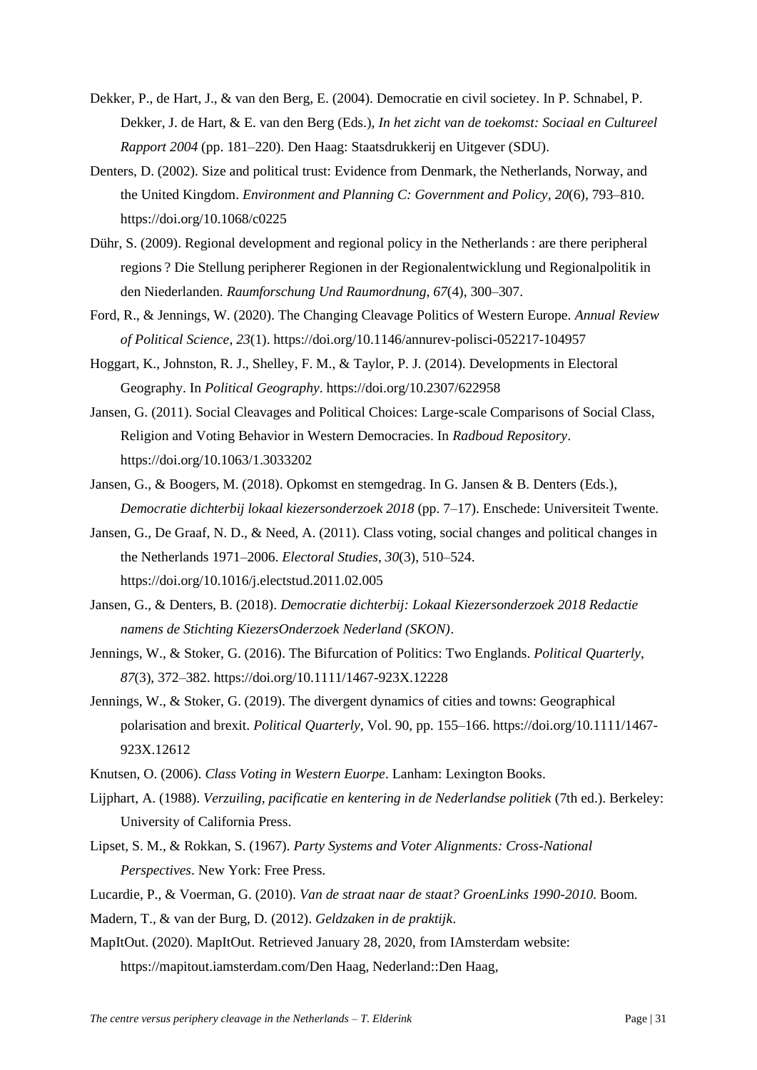Dekker, P., de Hart, J., & van den Berg, E. (2004). Democratie en civil societey. In P. Schnabel, P. Dekker, J. de Hart, & E. van den Berg (Eds.), *In het zicht van de toekomst: Sociaal en Cultureel Rapport 2004* (pp. 181–220). Den Haag: Staatsdrukkerij en Uitgever (SDU).

Denters, D. (2002). Size and political trust: Evidence from Denmark, the Netherlands, Norway, and the United Kingdom. *Environment and Planning C: Government and Policy*, *20*(6), 793–810. https://doi.org/10.1068/c0225

Dühr, S. (2009). Regional development and regional policy in the Netherlands : are there peripheral regions ? Die Stellung peripherer Regionen in der Regionalentwicklung und Regionalpolitik in den Niederlanden. *Raumforschung Und Raumordnung*, *67*(4), 300–307.

Ford, R., & Jennings, W. (2020). The Changing Cleavage Politics of Western Europe. *Annual Review of Political Science*, *23*(1). https://doi.org/10.1146/annurev-polisci-052217-104957

Hoggart, K., Johnston, R. J., Shelley, F. M., & Taylor, P. J. (2014). Developments in Electoral Geography. In *Political Geography*. https://doi.org/10.2307/622958

Jansen, G. (2011). Social Cleavages and Political Choices: Large-scale Comparisons of Social Class, Religion and Voting Behavior in Western Democracies. In *Radboud Repository*. https://doi.org/10.1063/1.3033202

Jansen, G., & Boogers, M. (2018). Opkomst en stemgedrag. In G. Jansen & B. Denters (Eds.), *Democratie dichterbij lokaal kiezersonderzoek 2018* (pp. 7–17). Enschede: Universiteit Twente.

Jansen, G., De Graaf, N. D., & Need, A. (2011). Class voting, social changes and political changes in the Netherlands 1971–2006. *Electoral Studies*, *30*(3), 510–524. https://doi.org/10.1016/j.electstud.2011.02.005

Jansen, G., & Denters, B. (2018). *Democratie dichterbij: Lokaal Kiezersonderzoek 2018 Redactie namens de Stichting KiezersOnderzoek Nederland (SKON)*.

Jennings, W., & Stoker, G. (2016). The Bifurcation of Politics: Two Englands. *Political Quarterly*, *87*(3), 372–382. https://doi.org/10.1111/1467-923X.12228

Jennings, W., & Stoker, G. (2019). The divergent dynamics of cities and towns: Geographical polarisation and brexit. *Political Quarterly*, Vol. 90, pp. 155–166. https://doi.org/10.1111/1467-923X.12612

Knutsen, O. (2006). *Class Voting in Western Euorpe*. Lanham: Lexington Books.

Lijphart, A. (1988). *Verzuiling, pacificatie en kentering in de Nederlandse politiek* (7th ed.). Berkeley: University of California Press.

Lipset, S. M., & Rokkan, S. (1967). *Party Systems and Voter Alignments: Cross-National Perspectives*. New York: Free Press.

Lucardie, P., & Voerman, G. (2010). *Van de straat naar de staat? GroenLinks 1990-2010.* Boom.

Madern, T., & van der Burg, D. (2012). *Geldzaken in de praktijk*.

MapItOut. (2020). MapItOut. Retrieved January 28, 2020, from IAmsterdam website: https://mapitout.iamsterdam.com/Den Haag, Nederland::Den Haag,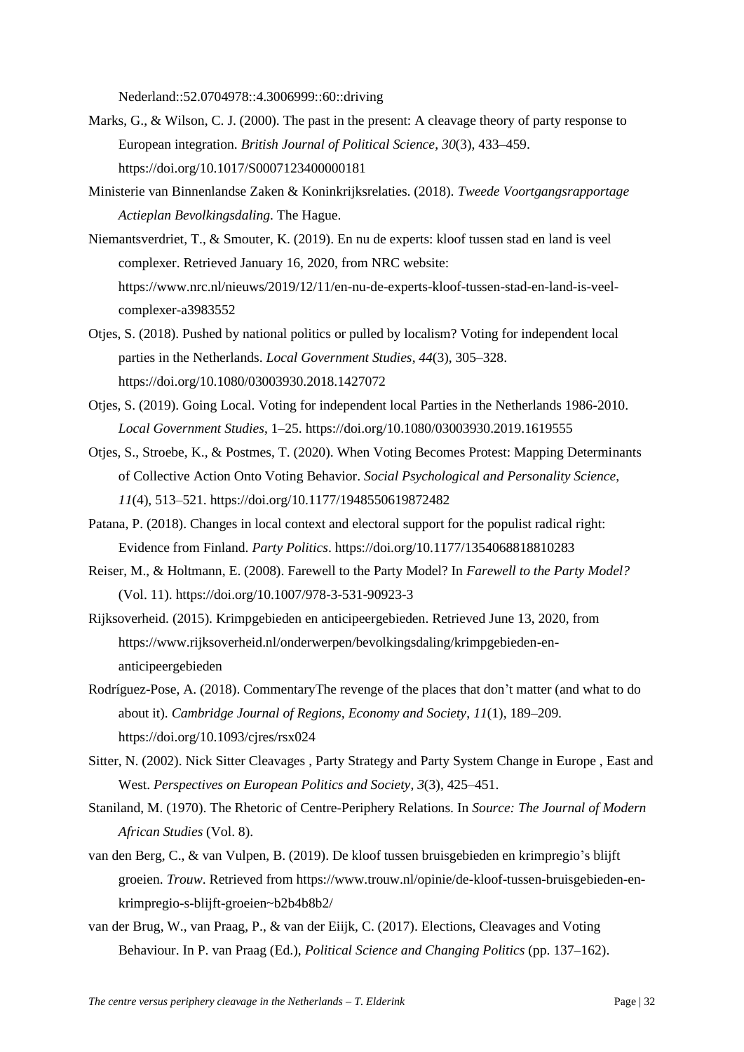Nederland::52.0704978::4.3006999::60::driving

Marks, G., & Wilson, C. J. (2000). The past in the present: A cleavage theory of party response to European integration. *British Journal of Political Science*, *30*(3), 433–459. https://doi.org/10.1017/S0007123400000181

Ministerie van Binnenlandse Zaken & Koninkrijksrelaties. (2018). *Tweede Voortgangsrapportage Actieplan Bevolkingsdaling*. The Hague.

Niemantsverdriet, T., & Smouter, K. (2019). En nu de experts: kloof tussen stad en land is veel complexer. Retrieved January 16, 2020, from NRC website: https://www.nrc.nl/nieuws/2019/12/11/en-nu-de-experts-kloof-tussen-stad-en-land-is-veel-complexer-a3983552

Otjes, S. (2018). Pushed by national politics or pulled by localism? Voting for independent local parties in the Netherlands. *Local Government Studies*, *44*(3), 305–328. https://doi.org/10.1080/03003930.2018.1427072

Otjes, S. (2019). Going Local. Voting for independent local Parties in the Netherlands 1986-2010. *Local Government Studies*, 1–25. https://doi.org/10.1080/03003930.2019.1619555

Otjes, S., Stroebe, K., & Postmes, T. (2020). When Voting Becomes Protest: Mapping Determinants of Collective Action Onto Voting Behavior. *Social Psychological and Personality Science*, *11*(4), 513–521. https://doi.org/10.1177/1948550619872482

Patana, P. (2018). Changes in local context and electoral support for the populist radical right: Evidence from Finland. *Party Politics*. https://doi.org/10.1177/1354068818810283

Reiser, M., & Holtmann, E. (2008). Farewell to the Party Model? In *Farewell to the Party Model?* (Vol. 11). https://doi.org/10.1007/978-3-531-90923-3

Rijksoverheid. (2015). Krimpgebieden en anticipeergebieden. Retrieved June 13, 2020, from https://www.rijksoverheid.nl/onderwerpen/bevolkingsdaling/krimpgebieden-en-anticipeergebieden

Rodríguez-Pose, A. (2018). CommentaryThe revenge of the places that don't matter (and what to do about it). *Cambridge Journal of Regions, Economy and Society*, *11*(1), 189–209. https://doi.org/10.1093/cjres/rsx024

Sitter, N. (2002). Nick Sitter Cleavages , Party Strategy and Party System Change in Europe , East and West. *Perspectives on European Politics and Society*, *3*(3), 425–451.

Staniland, M. (1970). The Rhetoric of Centre-Periphery Relations. In *Source: The Journal of Modern African Studies* (Vol. 8).

van den Berg, C., & van Vulpen, B. (2019). De kloof tussen bruisgebieden en krimpregio's blijft groeien. *Trouw*. Retrieved from https://www.trouw.nl/opinie/de-kloof-tussen-bruisgebieden-en-krimpregio-s-blijft-groeien~b2b4b8b2/

van der Brug, W., van Praag, P., & van der Eiijk, C. (2017). Elections, Cleavages and Voting Behaviour. In P. van Praag (Ed.), *Political Science and Changing Politics* (pp. 137–162).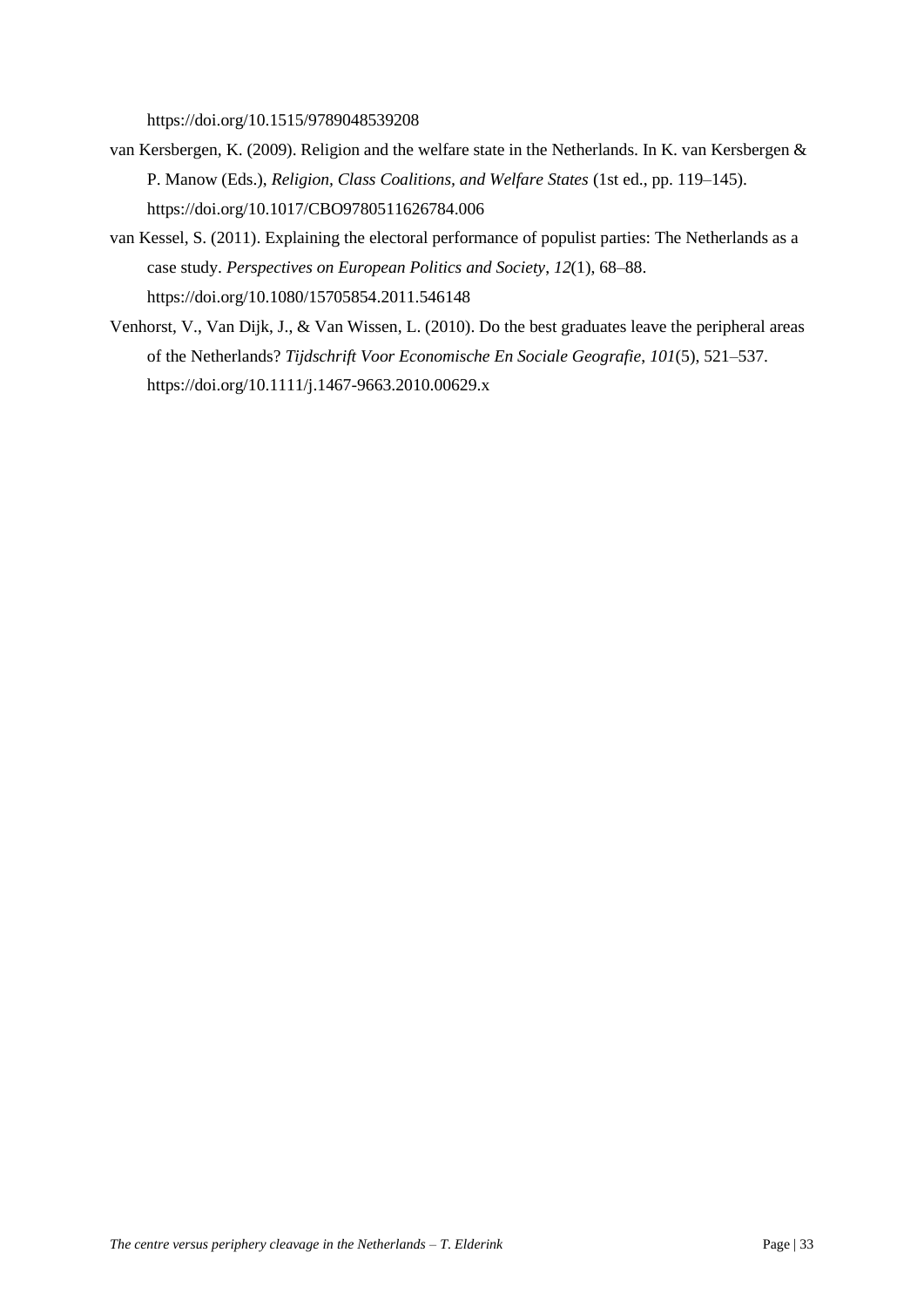https://doi.org/10.1515/9789048539208

van Kersbergen, K. (2009). Religion and the welfare state in the Netherlands. In K. van Kersbergen & P. Manow (Eds.), *Religion, Class Coalitions, and Welfare States* (1st ed., pp. 119–145). https://doi.org/10.1017/CBO9780511626784.006

van Kessel, S. (2011). Explaining the electoral performance of populist parties: The Netherlands as a case study. *Perspectives on European Politics and Society*, *12*(1), 68–88. https://doi.org/10.1080/15705854.2011.546148

Venhorst, V., Van Dijk, J., & Van Wissen, L. (2010). Do the best graduates leave the peripheral areas of the Netherlands? *Tijdschrift Voor Economische En Sociale Geografie*, *101*(5), 521–537. https://doi.org/10.1111/j.1467-9663.2010.00629.x